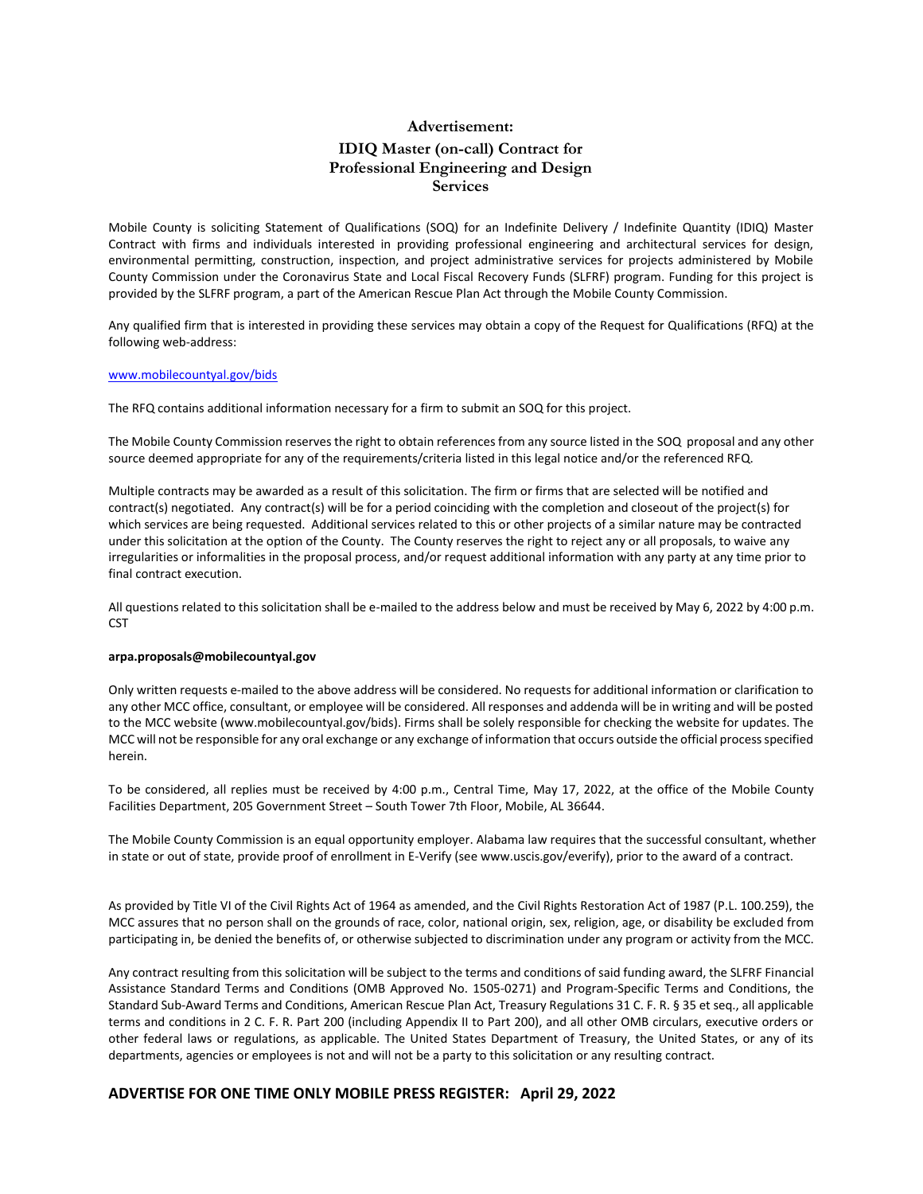# Advertisement:

## IDIQ Master (on-call) Contract for Professional Engineering and Design Services

Mobile County is soliciting Statement of Qualifications (SOQ) for an Indefinite Delivery / Indefinite Quantity (IDIQ) Master Contract with firms and individuals interested in providing professional engineering and architectural services for design, environmental permitting, construction, inspection, and project administrative services for projects administered by Mobile County Commission under the Coronavirus State and Local Fiscal Recovery Funds (SLFRF) program. Funding for this project is provided by the SLFRF program, a part of the American Rescue Plan Act through the Mobile County Commission.

Any qualified firm that is interested in providing these services may obtain a copy of the Request for Qualifications (RFQ) at the following web-address:

www.mobilecountyal.gov/bids

The RFQ contains additional information necessary for a firm to submit an SOQ for this project.

The Mobile County Commission reserves the right to obtain references from any source listed in the SOQ proposal and any other source deemed appropriate for any of the requirements/criteria listed in this legal notice and/or the referenced RFQ.

Multiple contracts may be awarded as a result of this solicitation. The firm or firms that are selected will be notified and contract(s) negotiated. Any contract(s) will be for a period coinciding with the completion and closeout of the project(s) for which services are being requested. Additional services related to this or other projects of a similar nature may be contracted under this solicitation at the option of the County. The County reserves the right to reject any or all proposals, to waive any irregularities or informalities in the proposal process, and/or request additional information with any party at any time prior to final contract execution.

All questions related to this solicitation shall be e-mailed to the address below and must be received by May 6, 2022 by 4:00 p.m. CST

**arpa.proposals@mobilecountyal.gov**

Only written requests e-mailed to the above address will be considered. No requests for additional information or clarification to any other MCC office, consultant, or employee will be considered. All responses and addenda will be in writing and will be posted to the MCC website (www.mobilecountyal.gov/bids). Firms shall be solely responsible for checking the website for updates. The MCC will not be responsible for any oral exchange or any exchange of information that occurs outside the official process specified herein.

To be considered, all replies must be received by 4:00 p.m., Central Time, May 17, 2022, at the office of the Mobile County Facilities Department, 205 Government Street – South Tower 7th Floor, Mobile, AL 36644.

The Mobile County Commission is an equal opportunity employer. Alabama law requires that the successful consultant, whether in state or out of state, provide proof of enrollment in E-Verify (see www.uscis.gov/everify), prior to the award of a contract.

As provided by Title VI of the Civil Rights Act of 1964 as amended, and the Civil Rights Restoration Act of 1987 (P.L. 100.259), the MCC assures that no person shall on the grounds of race, color, national origin, sex, religion, age, or disability be excluded from participating in, be denied the benefits of, or otherwise subjected to discrimination under any program or activity from the MCC.

Any contract resulting from this solicitation will be subject to the terms and conditions of said funding award, the SLFRF Financial Assistance Standard Terms and Conditions (OMB Approved No. 1505-0271) and Program-Specific Terms and Conditions, the Standard Sub-Award Terms and Conditions, American Rescue Plan Act, Treasury Regulations 31 C. F. R. § 35 et seq., all applicable terms and conditions in 2 C. F. R. Part 200 (including Appendix II to Part 200), and all other OMB circulars, executive orders or other federal laws or regulations, as applicable. The United States Department of Treasury, the United States, or any of its departments, agencies or employees is not and will not be a party to this solicitation or any resulting contract.

**ADVERTISE FOR ONE TIME ONLY MOBILE PRESS REGISTER: April 29, 2022**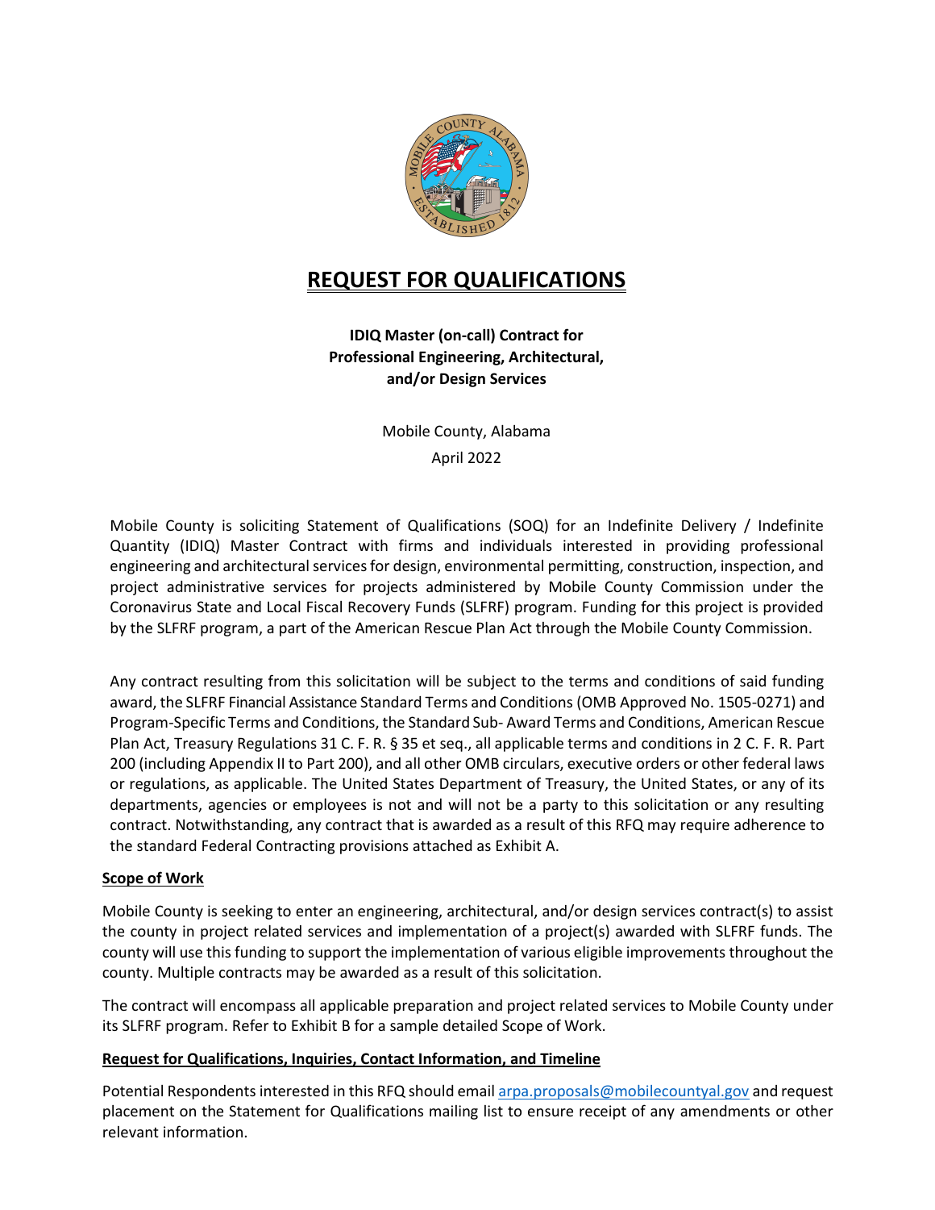# REQUEST FOR QUALIFICATIONS

**IDIQ Master (on-call) Contract for Professional Engineering, Architectural, and/or Design Services**

Mobile County, Alabama

April 2022

Mobile County is soliciting Statement of Qualifications (SOQ) for an Indefinite Delivery / Indefinite Quantity (IDIQ) Master Contract with firms and individuals interested in providing professional engineering and architectural services for design, environmental permitting, construction, inspection, and project administrative services for projects administered by Mobile County Commission under the Coronavirus State and Local Fiscal Recovery Funds (SLFRF) program. Funding for this project is provided by the SLFRF program, a part of the American Rescue Plan Act through the Mobile County Commission.

Any contract resulting from this solicitation will be subject to the terms and conditions of said funding award, the SLFRF Financial Assistance Standard Terms and Conditions (OMB Approved No. 1505-0271) and Program-Specific Terms and Conditions, the Standard Sub- Award Terms and Conditions, American Rescue Plan Act, Treasury Regulations 31 C. F. R. § 35 et seq., all applicable terms and conditions in 2 C. F. R. Part 200 (including Appendix II to Part 200), and all other OMB circulars, executive orders or other federal laws or regulations, as applicable. The United States Department of Treasury, the United States, or any of its departments, agencies or employees is not and will not be a party to this solicitation or any resulting contract. Notwithstanding, any contract that is awarded as a result of this RFQ may require adherence to the standard Federal Contracting provisions attached as Exhibit A.

## Scope of Work

Mobile County is seeking to enter an engineering, architectural, and/or design services contract(s) to assist the county in project related services and implementation of a project(s) awarded with SLFRF funds. The county will use this funding to support the implementation of various eligible improvements throughout the county. Multiple contracts may be awarded as a result of this solicitation.

The contract will encompass all applicable preparation and project related services to Mobile County under its SLFRF program. Refer to Exhibit B for a sample detailed Scope of Work.

## Request for Qualifications, Inquiries, Contact Information, and Timeline

Potential Respondents interested in this RFQ should email arpa.proposals@mobilecountyal.gov and request placement on the Statement for Qualifications mailing list to ensure receipt of any amendments or other relevant information.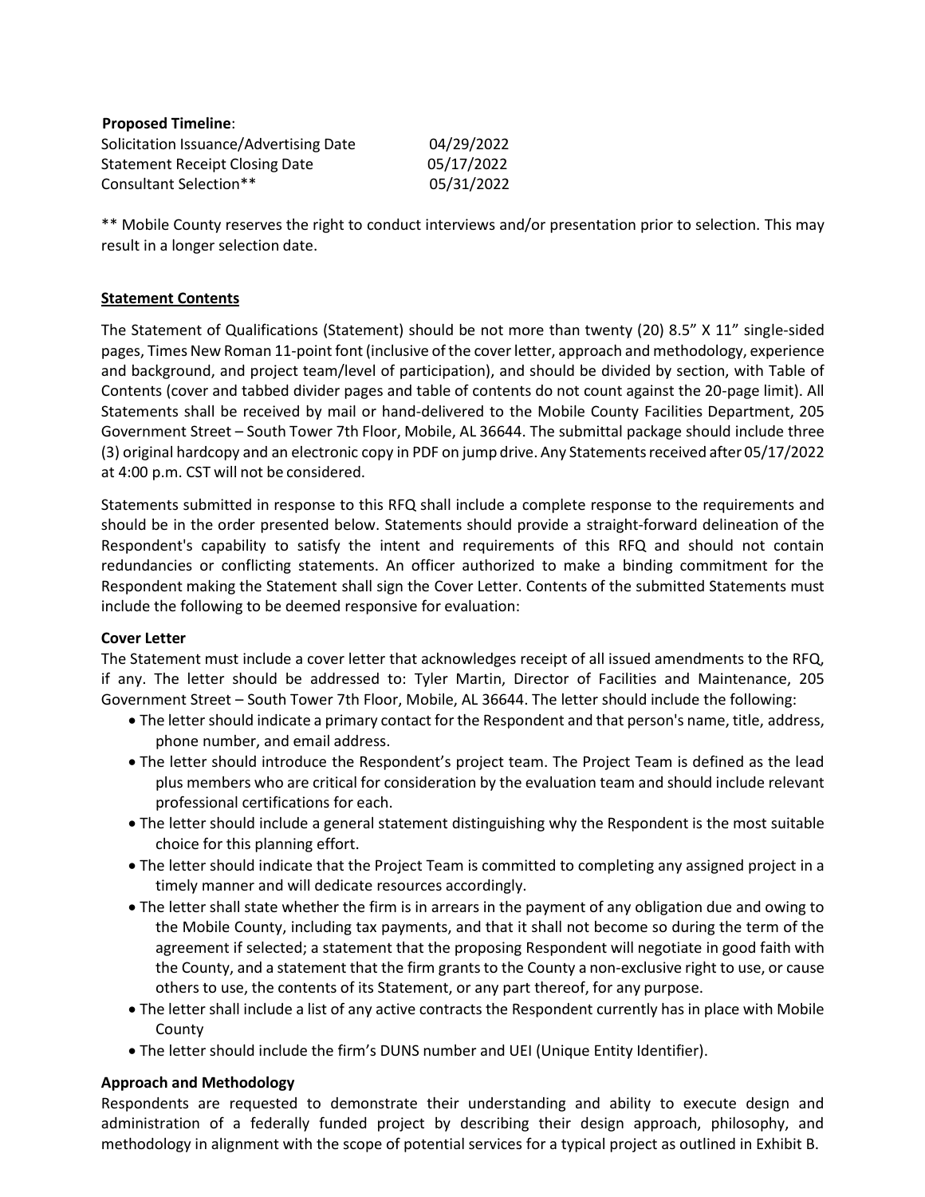**Proposed Timeline**:

| | |
|---|---|
| Solicitation Issuance/Advertising Date | 04/29/2022 |
| Statement Receipt Closing Date | 05/17/2022 |
| Consultant Selection** | 05/31/2022 |

** Mobile County reserves the right to conduct interviews and/or presentation prior to selection. This may result in a longer selection date.

## Statement Contents

The Statement of Qualifications (Statement) should be not more than twenty (20) 8.5" X 11" single-sided pages, Times New Roman 11-point font (inclusive of the cover letter, approach and methodology, experience and background, and project team/level of participation), and should be divided by section, with Table of Contents (cover and tabbed divider pages and table of contents do not count against the 20-page limit). All Statements shall be received by mail or hand-delivered to the Mobile County Facilities Department, 205 Government Street – South Tower 7th Floor, Mobile, AL 36644. The submittal package should include three (3) original hardcopy and an electronic copy in PDF on jump drive. Any Statements received after 05/17/2022 at 4:00 p.m. CST will not be considered.

Statements submitted in response to this RFQ shall include a complete response to the requirements and should be in the order presented below. Statements should provide a straight-forward delineation of the Respondent's capability to satisfy the intent and requirements of this RFQ and should not contain redundancies or conflicting statements. An officer authorized to make a binding commitment for the Respondent making the Statement shall sign the Cover Letter. Contents of the submitted Statements must include the following to be deemed responsive for evaluation:

### Cover Letter

The Statement must include a cover letter that acknowledges receipt of all issued amendments to the RFQ, if any. The letter should be addressed to: Tyler Martin, Director of Facilities and Maintenance, 205 Government Street – South Tower 7th Floor, Mobile, AL 36644. The letter should include the following:

- The letter should indicate a primary contact for the Respondent and that person's name, title, address, phone number, and email address.
- The letter should introduce the Respondent's project team. The Project Team is defined as the lead plus members who are critical for consideration by the evaluation team and should include relevant professional certifications for each.
- The letter should include a general statement distinguishing why the Respondent is the most suitable choice for this planning effort.
- The letter should indicate that the Project Team is committed to completing any assigned project in a timely manner and will dedicate resources accordingly.
- The letter shall state whether the firm is in arrears in the payment of any obligation due and owing to the Mobile County, including tax payments, and that it shall not become so during the term of the agreement if selected; a statement that the proposing Respondent will negotiate in good faith with the County, and a statement that the firm grants to the County a non-exclusive right to use, or cause others to use, the contents of its Statement, or any part thereof, for any purpose.
- The letter shall include a list of any active contracts the Respondent currently has in place with Mobile County
- The letter should include the firm's DUNS number and UEI (Unique Entity Identifier).

### Approach and Methodology

Respondents are requested to demonstrate their understanding and ability to execute design and administration of a federally funded project by describing their design approach, philosophy, and methodology in alignment with the scope of potential services for a typical project as outlined in Exhibit B.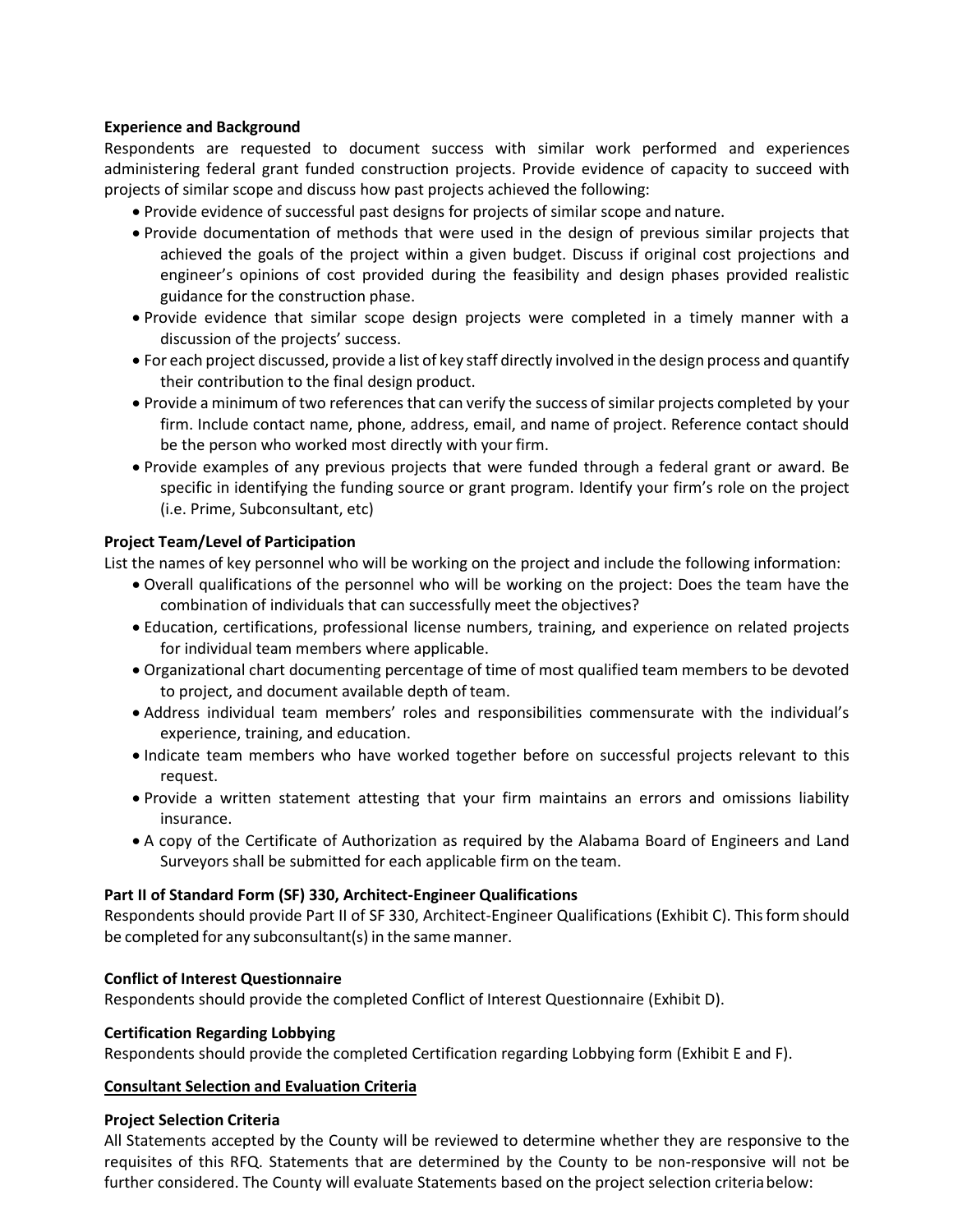**Experience and Background**

Respondents are requested to document success with similar work performed and experiences administering federal grant funded construction projects. Provide evidence of capacity to succeed with projects of similar scope and discuss how past projects achieved the following:

- Provide evidence of successful past designs for projects of similar scope and nature.
- Provide documentation of methods that were used in the design of previous similar projects that achieved the goals of the project within a given budget. Discuss if original cost projections and engineer's opinions of cost provided during the feasibility and design phases provided realistic guidance for the construction phase.
- Provide evidence that similar scope design projects were completed in a timely manner with a discussion of the projects' success.
- For each project discussed, provide a list of key staff directly involved in the design process and quantify their contribution to the final design product.
- Provide a minimum of two references that can verify the success of similar projects completed by your firm. Include contact name, phone, address, email, and name of project. Reference contact should be the person who worked most directly with your firm.
- Provide examples of any previous projects that were funded through a federal grant or award. Be specific in identifying the funding source or grant program. Identify your firm's role on the project (i.e. Prime, Subconsultant, etc)

**Project Team/Level of Participation**

List the names of key personnel who will be working on the project and include the following information:

- Overall qualifications of the personnel who will be working on the project: Does the team have the combination of individuals that can successfully meet the objectives?
- Education, certifications, professional license numbers, training, and experience on related projects for individual team members where applicable.
- Organizational chart documenting percentage of time of most qualified team members to be devoted to project, and document available depth of team.
- Address individual team members' roles and responsibilities commensurate with the individual's experience, training, and education.
- Indicate team members who have worked together before on successful projects relevant to this request.
- Provide a written statement attesting that your firm maintains an errors and omissions liability insurance.
- A copy of the Certificate of Authorization as required by the Alabama Board of Engineers and Land Surveyors shall be submitted for each applicable firm on the team.

**Part II of Standard Form (SF) 330, Architect-Engineer Qualifications**

Respondents should provide Part II of SF 330, Architect-Engineer Qualifications (Exhibit C). This form should be completed for any subconsultant(s) in the same manner.

**Conflict of Interest Questionnaire**

Respondents should provide the completed Conflict of Interest Questionnaire (Exhibit D).

**Certification Regarding Lobbying**

Respondents should provide the completed Certification regarding Lobbying form (Exhibit E and F).

**Consultant Selection and Evaluation Criteria**

**Project Selection Criteria**

All Statements accepted by the County will be reviewed to determine whether they are responsive to the requisites of this RFQ. Statements that are determined by the County to be non-responsive will not be further considered. The County will evaluate Statements based on the project selection criteria below: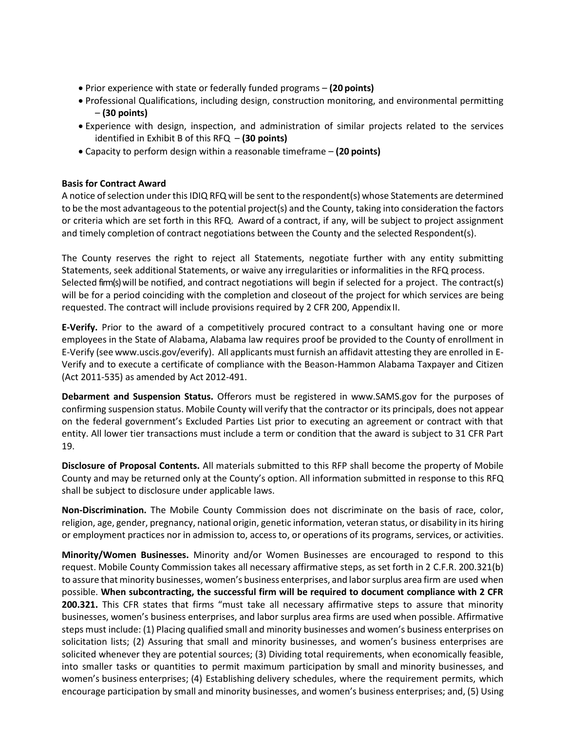- Prior experience with state or federally funded programs – **(20 points)**
- Professional Qualifications, including design, construction monitoring, and environmental permitting – **(30 points)**
- Experience with design, inspection, and administration of similar projects related to the services identified in Exhibit B of this RFQ – **(30 points)**
- Capacity to perform design within a reasonable timeframe – **(20 points)**

**Basis for Contract Award**

A notice of selection under this IDIQ RFQ will be sent to the respondent(s) whose Statements are determined to be the most advantageous to the potential project(s) and the County, taking into consideration the factors or criteria which are set forth in this RFQ. Award of a contract, if any, will be subject to project assignment and timely completion of contract negotiations between the County and the selected Respondent(s).

The County reserves the right to reject all Statements, negotiate further with any entity submitting Statements, seek additional Statements, or waive any irregularities or informalities in the RFQ process. Selected firm(s) will be notified, and contract negotiations will begin if selected for a project. The contract(s) will be for a period coinciding with the completion and closeout of the project for which services are being requested. The contract will include provisions required by 2 CFR 200, Appendix II.

**E-Verify.** Prior to the award of a competitively procured contract to a consultant having one or more employees in the State of Alabama, Alabama law requires proof be provided to the County of enrollment in E-Verify (see www.uscis.gov/everify). All applicants must furnish an affidavit attesting they are enrolled in E-Verify and to execute a certificate of compliance with the Beason-Hammon Alabama Taxpayer and Citizen (Act 2011-535) as amended by Act 2012-491.

**Debarment and Suspension Status.** Offerors must be registered in www.SAMS.gov for the purposes of confirming suspension status. Mobile County will verify that the contractor or its principals, does not appear on the federal government's Excluded Parties List prior to executing an agreement or contract with that entity. All lower tier transactions must include a term or condition that the award is subject to 31 CFR Part 19.

**Disclosure of Proposal Contents.** All materials submitted to this RFP shall become the property of Mobile County and may be returned only at the County's option. All information submitted in response to this RFQ shall be subject to disclosure under applicable laws.

**Non-Discrimination.** The Mobile County Commission does not discriminate on the basis of race, color, religion, age, gender, pregnancy, national origin, genetic information, veteran status, or disability in its hiring or employment practices nor in admission to, access to, or operations of its programs, services, or activities.

**Minority/Women Businesses.** Minority and/or Women Businesses are encouraged to respond to this request. Mobile County Commission takes all necessary affirmative steps, as set forth in 2 C.F.R. 200.321(b) to assure that minority businesses, women's business enterprises, and labor surplus area firm are used when possible. **When subcontracting, the successful firm will be required to document compliance with 2 CFR 200.321.** This CFR states that firms "must take all necessary affirmative steps to assure that minority businesses, women's business enterprises, and labor surplus area firms are used when possible. Affirmative steps must include: (1) Placing qualified small and minority businesses and women's business enterprises on solicitation lists; (2) Assuring that small and minority businesses, and women's business enterprises are solicited whenever they are potential sources; (3) Dividing total requirements, when economically feasible, into smaller tasks or quantities to permit maximum participation by small and minority businesses, and women's business enterprises; (4) Establishing delivery schedules, where the requirement permits, which encourage participation by small and minority businesses, and women's business enterprises; and, (5) Using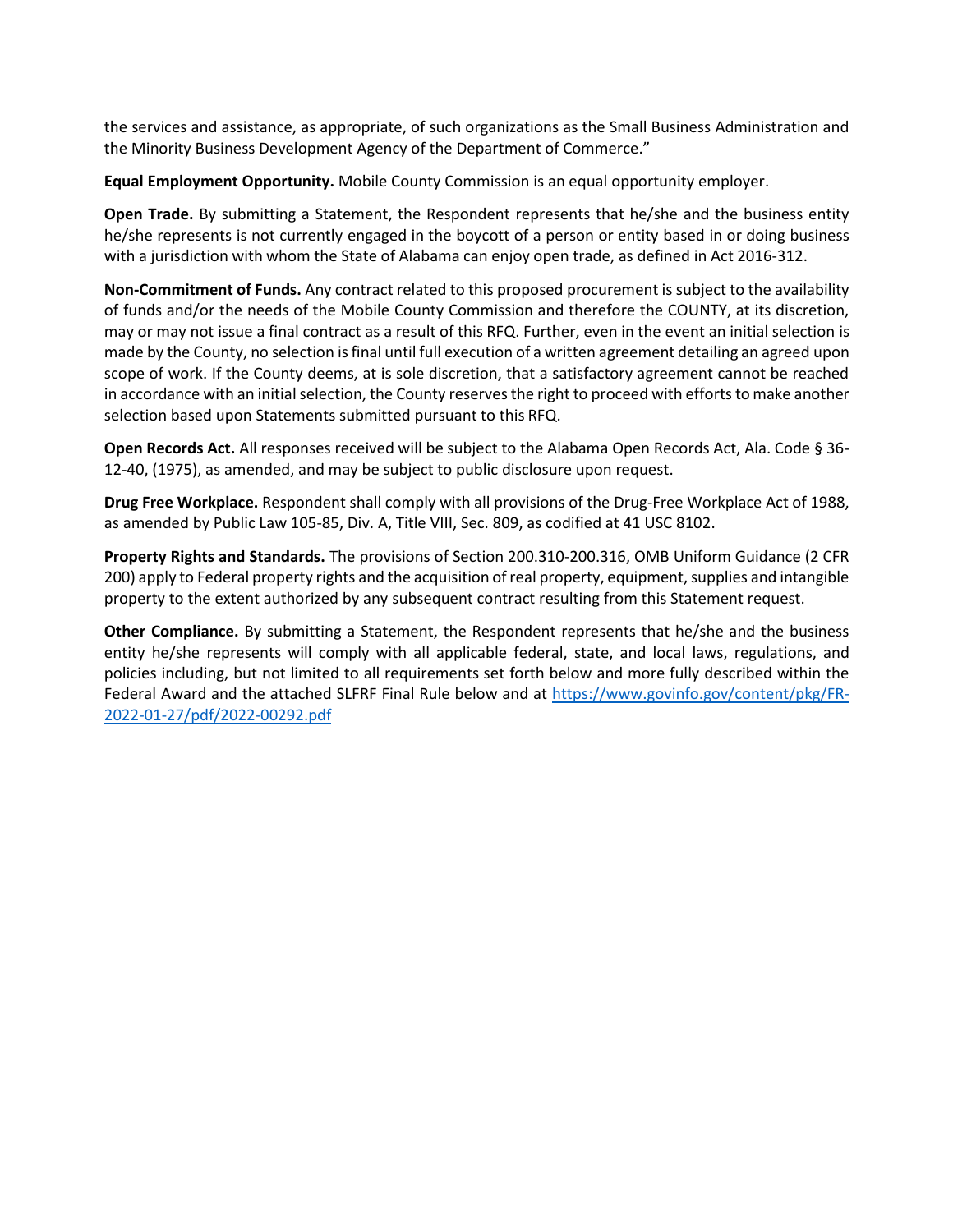the services and assistance, as appropriate, of such organizations as the Small Business Administration and the Minority Business Development Agency of the Department of Commerce."

**Equal Employment Opportunity.** Mobile County Commission is an equal opportunity employer.

**Open Trade.** By submitting a Statement, the Respondent represents that he/she and the business entity he/she represents is not currently engaged in the boycott of a person or entity based in or doing business with a jurisdiction with whom the State of Alabama can enjoy open trade, as defined in Act 2016-312.

**Non-Commitment of Funds.** Any contract related to this proposed procurement is subject to the availability of funds and/or the needs of the Mobile County Commission and therefore the COUNTY, at its discretion, may or may not issue a final contract as a result of this RFQ. Further, even in the event an initial selection is made by the County, no selection is final until full execution of a written agreement detailing an agreed upon scope of work. If the County deems, at is sole discretion, that a satisfactory agreement cannot be reached in accordance with an initial selection, the County reserves the right to proceed with efforts to make another selection based upon Statements submitted pursuant to this RFQ.

**Open Records Act.** All responses received will be subject to the Alabama Open Records Act, Ala. Code § 36-12-40, (1975), as amended, and may be subject to public disclosure upon request.

**Drug Free Workplace.** Respondent shall comply with all provisions of the Drug-Free Workplace Act of 1988, as amended by Public Law 105-85, Div. A, Title VIII, Sec. 809, as codified at 41 USC 8102.

**Property Rights and Standards.** The provisions of Section 200.310-200.316, OMB Uniform Guidance (2 CFR 200) apply to Federal property rights and the acquisition of real property, equipment, supplies and intangible property to the extent authorized by any subsequent contract resulting from this Statement request.

**Other Compliance.** By submitting a Statement, the Respondent represents that he/she and the business entity he/she represents will comply with all applicable federal, state, and local laws, regulations, and policies including, but not limited to all requirements set forth below and more fully described within the Federal Award and the attached SLFRF Final Rule below and at https://www.govinfo.gov/content/pkg/FR-2022-01-27/pdf/2022-00292.pdf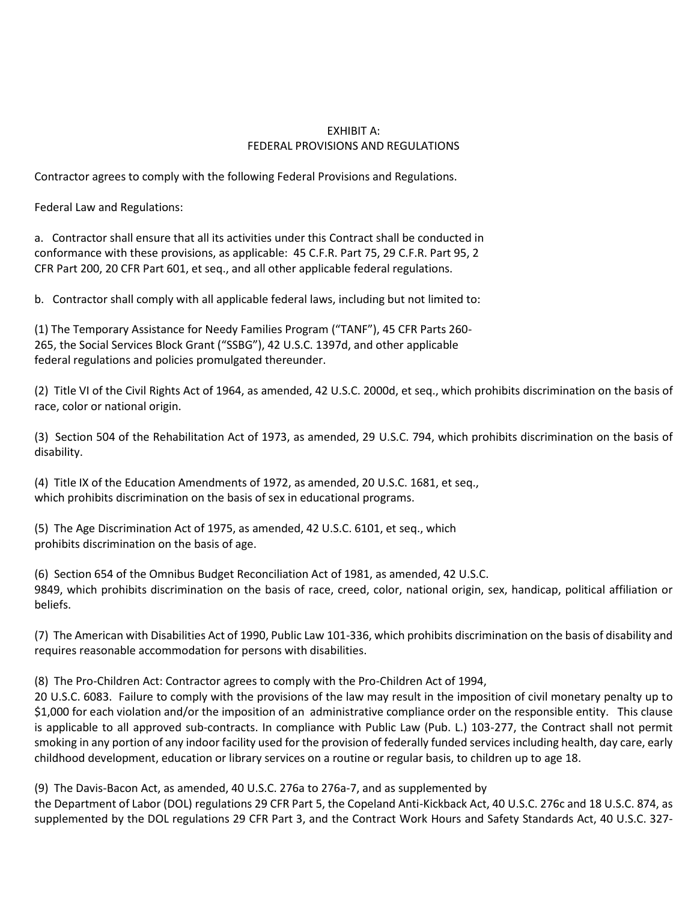# EXHIBIT A:
# FEDERAL PROVISIONS AND REGULATIONS

Contractor agrees to comply with the following Federal Provisions and Regulations.

Federal Law and Regulations:

a. Contractor shall ensure that all its activities under this Contract shall be conducted in conformance with these provisions, as applicable: 45 C.F.R. Part 75, 29 C.F.R. Part 95, 2 CFR Part 200, 20 CFR Part 601, et seq., and all other applicable federal regulations.

b. Contractor shall comply with all applicable federal laws, including but not limited to:

(1) The Temporary Assistance for Needy Families Program ("TANF"), 45 CFR Parts 260-265, the Social Services Block Grant ("SSBG"), 42 U.S.C. 1397d, and other applicable federal regulations and policies promulgated thereunder.

(2) Title VI of the Civil Rights Act of 1964, as amended, 42 U.S.C. 2000d, et seq., which prohibits discrimination on the basis of race, color or national origin.

(3) Section 504 of the Rehabilitation Act of 1973, as amended, 29 U.S.C. 794, which prohibits discrimination on the basis of disability.

(4) Title IX of the Education Amendments of 1972, as amended, 20 U.S.C. 1681, et seq., which prohibits discrimination on the basis of sex in educational programs.

(5) The Age Discrimination Act of 1975, as amended, 42 U.S.C. 6101, et seq., which prohibits discrimination on the basis of age.

(6) Section 654 of the Omnibus Budget Reconciliation Act of 1981, as amended, 42 U.S.C. 9849, which prohibits discrimination on the basis of race, creed, color, national origin, sex, handicap, political affiliation or beliefs.

(7) The American with Disabilities Act of 1990, Public Law 101-336, which prohibits discrimination on the basis of disability and requires reasonable accommodation for persons with disabilities.

(8) The Pro-Children Act: Contractor agrees to comply with the Pro-Children Act of 1994, 20 U.S.C. 6083. Failure to comply with the provisions of the law may result in the imposition of civil monetary penalty up to $1,000 for each violation and/or the imposition of an administrative compliance order on the responsible entity. This clause is applicable to all approved sub-contracts. In compliance with Public Law (Pub. L.) 103-277, the Contract shall not permit smoking in any portion of any indoor facility used for the provision of federally funded services including health, day care, early childhood development, education or library services on a routine or regular basis, to children up to age 18.

(9) The Davis-Bacon Act, as amended, 40 U.S.C. 276a to 276a-7, and as supplemented by the Department of Labor (DOL) regulations 29 CFR Part 5, the Copeland Anti-Kickback Act, 40 U.S.C. 276c and 18 U.S.C. 874, as supplemented by the DOL regulations 29 CFR Part 3, and the Contract Work Hours and Safety Standards Act, 40 U.S.C. 327-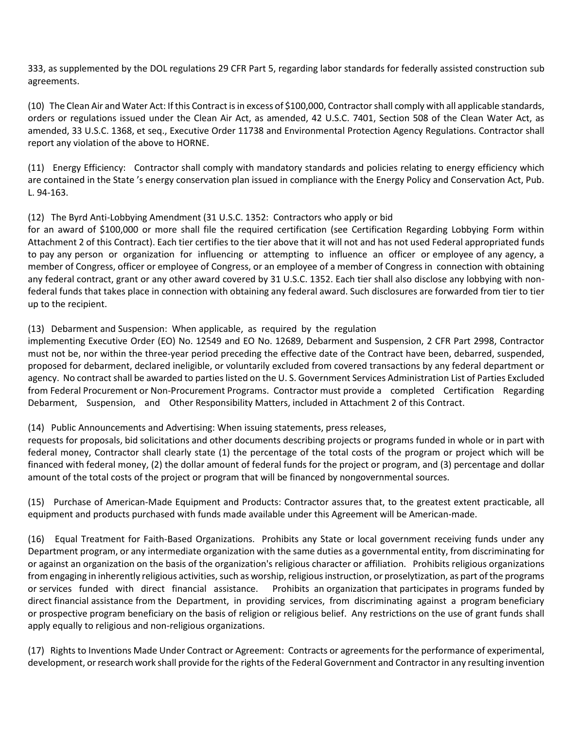333, as supplemented by the DOL regulations 29 CFR Part 5, regarding labor standards for federally assisted construction sub agreements.

(10) The Clean Air and Water Act: If this Contract is in excess of $100,000, Contractor shall comply with all applicable standards, orders or regulations issued under the Clean Air Act, as amended, 42 U.S.C. 7401, Section 508 of the Clean Water Act, as amended, 33 U.S.C. 1368, et seq., Executive Order 11738 and Environmental Protection Agency Regulations. Contractor shall report any violation of the above to HORNE.

(11) Energy Efficiency: Contractor shall comply with mandatory standards and policies relating to energy efficiency which are contained in the State 's energy conservation plan issued in compliance with the Energy Policy and Conservation Act, Pub. L. 94-163.

(12) The Byrd Anti-Lobbying Amendment (31 U.S.C. 1352: Contractors who apply or bid for an award of $100,000 or more shall file the required certification (see Certification Regarding Lobbying Form within Attachment 2 of this Contract). Each tier certifies to the tier above that it will not and has not used Federal appropriated funds to pay any person or organization for influencing or attempting to influence an officer or employee of any agency, a member of Congress, officer or employee of Congress, or an employee of a member of Congress in connection with obtaining any federal contract, grant or any other award covered by 31 U.S.C. 1352. Each tier shall also disclose any lobbying with non-federal funds that takes place in connection with obtaining any federal award. Such disclosures are forwarded from tier to tier up to the recipient.

(13) Debarment and Suspension: When applicable, as required by the regulation implementing Executive Order (EO) No. 12549 and EO No. 12689, Debarment and Suspension, 2 CFR Part 2998, Contractor must not be, nor within the three-year period preceding the effective date of the Contract have been, debarred, suspended, proposed for debarment, declared ineligible, or voluntarily excluded from covered transactions by any federal department or agency. No contract shall be awarded to parties listed on the U. S. Government Services Administration List of Parties Excluded from Federal Procurement or Non-Procurement Programs. Contractor must provide a completed Certification Regarding Debarment, Suspension, and Other Responsibility Matters, included in Attachment 2 of this Contract.

(14) Public Announcements and Advertising: When issuing statements, press releases, requests for proposals, bid solicitations and other documents describing projects or programs funded in whole or in part with federal money, Contractor shall clearly state (1) the percentage of the total costs of the program or project which will be financed with federal money, (2) the dollar amount of federal funds for the project or program, and (3) percentage and dollar amount of the total costs of the project or program that will be financed by nongovernmental sources.

(15) Purchase of American-Made Equipment and Products: Contractor assures that, to the greatest extent practicable, all equipment and products purchased with funds made available under this Agreement will be American-made.

(16) Equal Treatment for Faith-Based Organizations. Prohibits any State or local government receiving funds under any Department program, or any intermediate organization with the same duties as a governmental entity, from discriminating for or against an organization on the basis of the organization's religious character or affiliation. Prohibits religious organizations from engaging in inherently religious activities, such as worship, religious instruction, or proselytization, as part of the programs or services funded with direct financial assistance. Prohibits an organization that participates in programs funded by direct financial assistance from the Department, in providing services, from discriminating against a program beneficiary or prospective program beneficiary on the basis of religion or religious belief. Any restrictions on the use of grant funds shall apply equally to religious and non-religious organizations.

(17) Rights to Inventions Made Under Contract or Agreement: Contracts or agreements for the performance of experimental, development, or research work shall provide for the rights of the Federal Government and Contractor in any resulting invention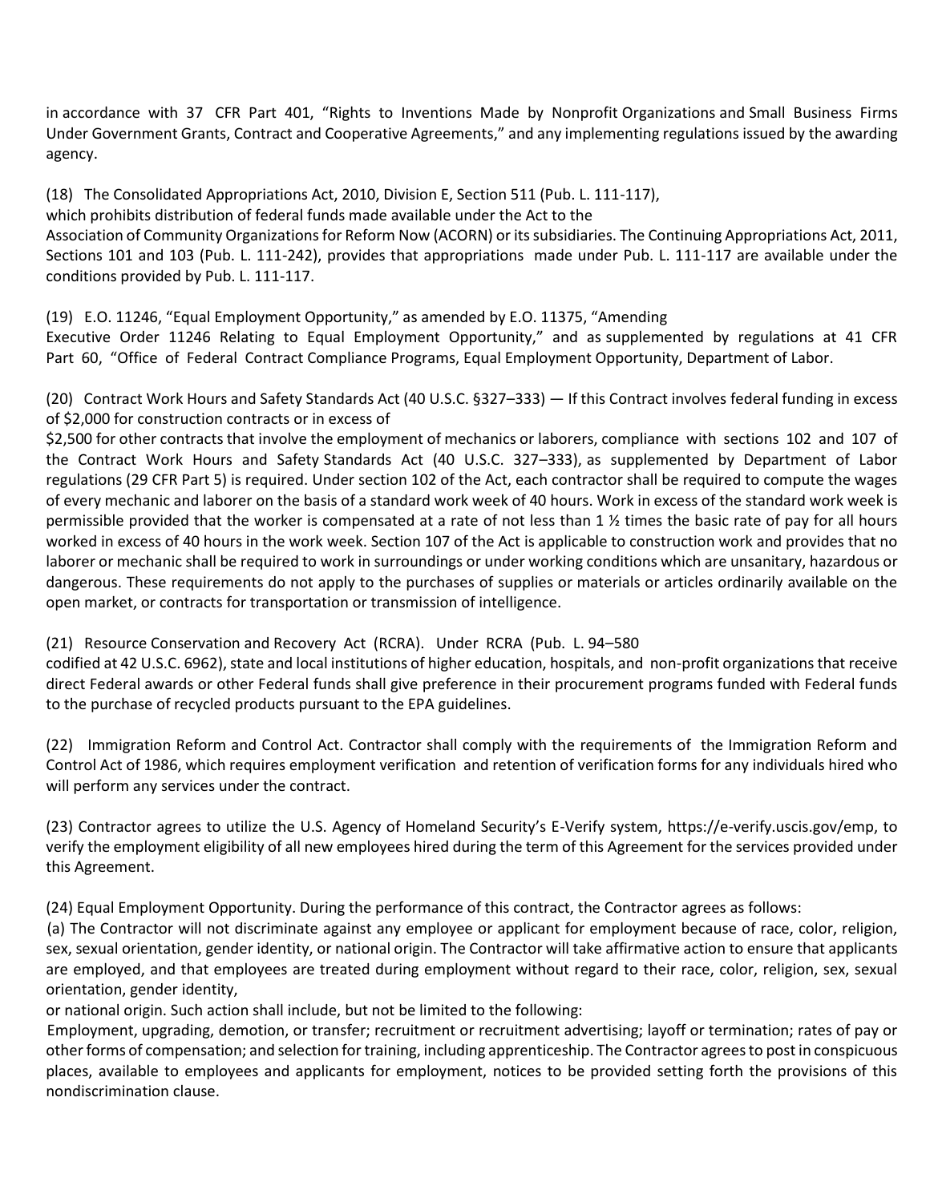in accordance with 37 CFR Part 401, "Rights to Inventions Made by Nonprofit Organizations and Small Business Firms Under Government Grants, Contract and Cooperative Agreements," and any implementing regulations issued by the awarding agency.

(18) The Consolidated Appropriations Act, 2010, Division E, Section 511 (Pub. L. 111-117), which prohibits distribution of federal funds made available under the Act to the Association of Community Organizations for Reform Now (ACORN) or its subsidiaries. The Continuing Appropriations Act, 2011, Sections 101 and 103 (Pub. L. 111-242), provides that appropriations made under Pub. L. 111-117 are available under the conditions provided by Pub. L. 111-117.

(19) E.O. 11246, "Equal Employment Opportunity," as amended by E.O. 11375, "Amending Executive Order 11246 Relating to Equal Employment Opportunity," and as supplemented by regulations at 41 CFR Part 60, "Office of Federal Contract Compliance Programs, Equal Employment Opportunity, Department of Labor.

(20) Contract Work Hours and Safety Standards Act (40 U.S.C. §327–333) — If this Contract involves federal funding in excess of $2,000 for construction contracts or in excess of $2,500 for other contracts that involve the employment of mechanics or laborers, compliance with sections 102 and 107 of the Contract Work Hours and Safety Standards Act (40 U.S.C. 327–333), as supplemented by Department of Labor regulations (29 CFR Part 5) is required. Under section 102 of the Act, each contractor shall be required to compute the wages of every mechanic and laborer on the basis of a standard work week of 40 hours. Work in excess of the standard work week is permissible provided that the worker is compensated at a rate of not less than 1 ½ times the basic rate of pay for all hours worked in excess of 40 hours in the work week. Section 107 of the Act is applicable to construction work and provides that no laborer or mechanic shall be required to work in surroundings or under working conditions which are unsanitary, hazardous or dangerous. These requirements do not apply to the purchases of supplies or materials or articles ordinarily available on the open market, or contracts for transportation or transmission of intelligence.

(21) Resource Conservation and Recovery Act (RCRA). Under RCRA (Pub. L. 94–580 codified at 42 U.S.C. 6962), state and local institutions of higher education, hospitals, and non-profit organizations that receive direct Federal awards or other Federal funds shall give preference in their procurement programs funded with Federal funds to the purchase of recycled products pursuant to the EPA guidelines.

(22) Immigration Reform and Control Act. Contractor shall comply with the requirements of the Immigration Reform and Control Act of 1986, which requires employment verification and retention of verification forms for any individuals hired who will perform any services under the contract.

(23) Contractor agrees to utilize the U.S. Agency of Homeland Security's E-Verify system, https://e-verify.uscis.gov/emp, to verify the employment eligibility of all new employees hired during the term of this Agreement for the services provided under this Agreement.

(24) Equal Employment Opportunity. During the performance of this contract, the Contractor agrees as follows:

(a) The Contractor will not discriminate against any employee or applicant for employment because of race, color, religion, sex, sexual orientation, gender identity, or national origin. The Contractor will take affirmative action to ensure that applicants are employed, and that employees are treated during employment without regard to their race, color, religion, sex, sexual orientation, gender identity, or national origin. Such action shall include, but not be limited to the following:

Employment, upgrading, demotion, or transfer; recruitment or recruitment advertising; layoff or termination; rates of pay or other forms of compensation; and selection for training, including apprenticeship. The Contractor agrees to post in conspicuous places, available to employees and applicants for employment, notices to be provided setting forth the provisions of this nondiscrimination clause.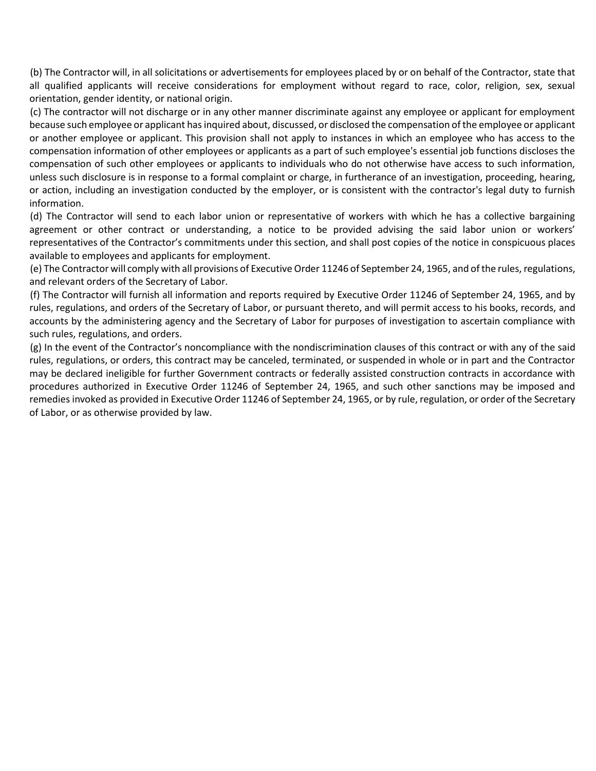(b) The Contractor will, in all solicitations or advertisements for employees placed by or on behalf of the Contractor, state that all qualified applicants will receive considerations for employment without regard to race, color, religion, sex, sexual orientation, gender identity, or national origin.

(c) The contractor will not discharge or in any other manner discriminate against any employee or applicant for employment because such employee or applicant has inquired about, discussed, or disclosed the compensation of the employee or applicant or another employee or applicant. This provision shall not apply to instances in which an employee who has access to the compensation information of other employees or applicants as a part of such employee's essential job functions discloses the compensation of such other employees or applicants to individuals who do not otherwise have access to such information, unless such disclosure is in response to a formal complaint or charge, in furtherance of an investigation, proceeding, hearing, or action, including an investigation conducted by the employer, or is consistent with the contractor's legal duty to furnish information.

(d) The Contractor will send to each labor union or representative of workers with which he has a collective bargaining agreement or other contract or understanding, a notice to be provided advising the said labor union or workers' representatives of the Contractor's commitments under this section, and shall post copies of the notice in conspicuous places available to employees and applicants for employment.

(e) The Contractor will comply with all provisions of Executive Order 11246 of September 24, 1965, and of the rules, regulations, and relevant orders of the Secretary of Labor.

(f) The Contractor will furnish all information and reports required by Executive Order 11246 of September 24, 1965, and by rules, regulations, and orders of the Secretary of Labor, or pursuant thereto, and will permit access to his books, records, and accounts by the administering agency and the Secretary of Labor for purposes of investigation to ascertain compliance with such rules, regulations, and orders.

(g) In the event of the Contractor's noncompliance with the nondiscrimination clauses of this contract or with any of the said rules, regulations, or orders, this contract may be canceled, terminated, or suspended in whole or in part and the Contractor may be declared ineligible for further Government contracts or federally assisted construction contracts in accordance with procedures authorized in Executive Order 11246 of September 24, 1965, and such other sanctions may be imposed and remedies invoked as provided in Executive Order 11246 of September 24, 1965, or by rule, regulation, or order of the Secretary of Labor, or as otherwise provided by law.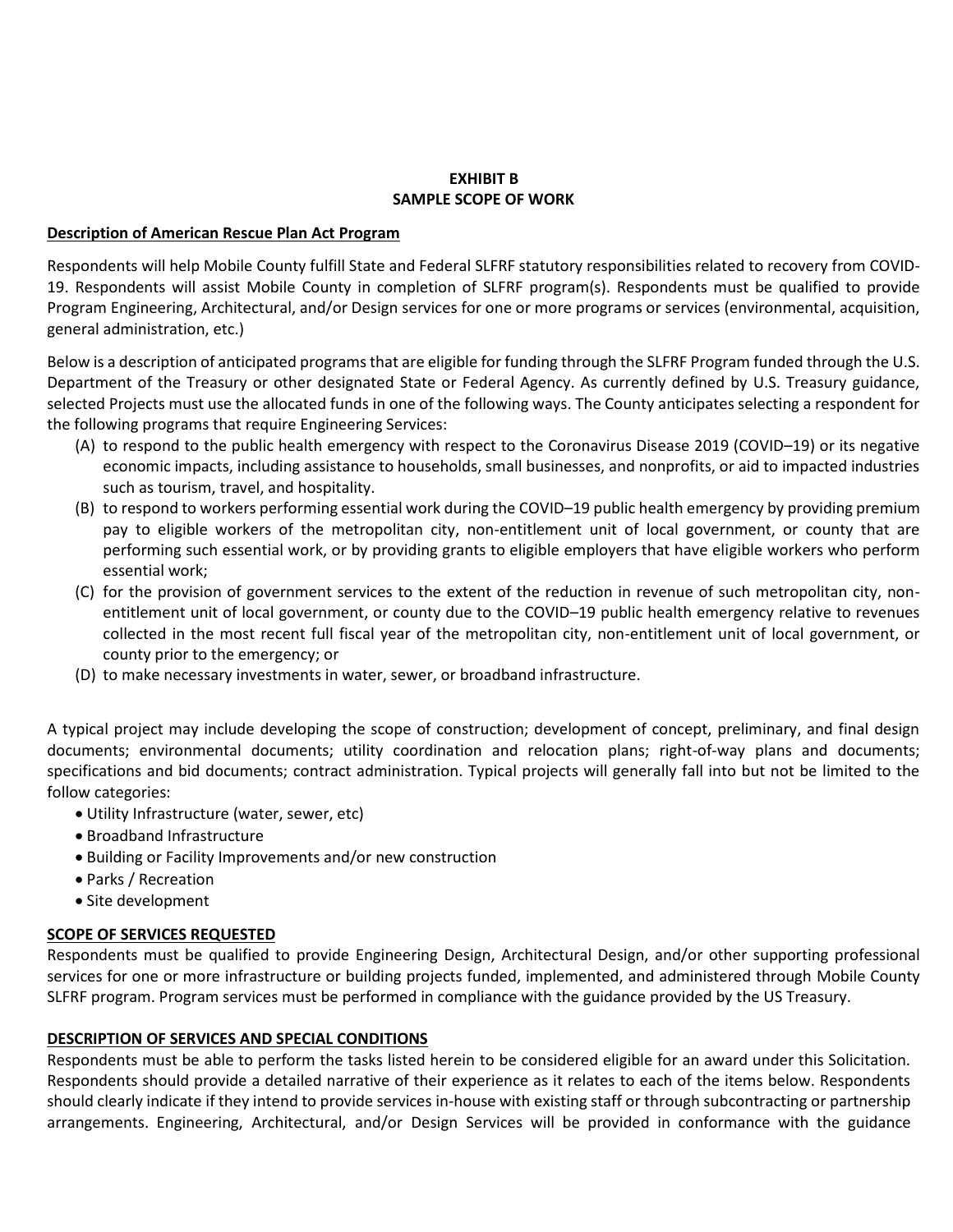# EXHIBIT B
# SAMPLE SCOPE OF WORK

**Description of American Rescue Plan Act Program**

Respondents will help Mobile County fulfill State and Federal SLFRF statutory responsibilities related to recovery from COVID-19. Respondents will assist Mobile County in completion of SLFRF program(s). Respondents must be qualified to provide Program Engineering, Architectural, and/or Design services for one or more programs or services (environmental, acquisition, general administration, etc.)

Below is a description of anticipated programs that are eligible for funding through the SLFRF Program funded through the U.S. Department of the Treasury or other designated State or Federal Agency. As currently defined by U.S. Treasury guidance, selected Projects must use the allocated funds in one of the following ways. The County anticipates selecting a respondent for the following programs that require Engineering Services:

(A) to respond to the public health emergency with respect to the Coronavirus Disease 2019 (COVID–19) or its negative economic impacts, including assistance to households, small businesses, and nonprofits, or aid to impacted industries such as tourism, travel, and hospitality.

(B) to respond to workers performing essential work during the COVID–19 public health emergency by providing premium pay to eligible workers of the metropolitan city, non-entitlement unit of local government, or county that are performing such essential work, or by providing grants to eligible employers that have eligible workers who perform essential work;

(C) for the provision of government services to the extent of the reduction in revenue of such metropolitan city, non-entitlement unit of local government, or county due to the COVID–19 public health emergency relative to revenues collected in the most recent full fiscal year of the metropolitan city, non-entitlement unit of local government, or county prior to the emergency; or

(D) to make necessary investments in water, sewer, or broadband infrastructure.

A typical project may include developing the scope of construction; development of concept, preliminary, and final design documents; environmental documents; utility coordination and relocation plans; right-of-way plans and documents; specifications and bid documents; contract administration. Typical projects will generally fall into but not be limited to the follow categories:

- Utility Infrastructure (water, sewer, etc)
- Broadband Infrastructure
- Building or Facility Improvements and/or new construction
- Parks / Recreation
- Site development

**SCOPE OF SERVICES REQUESTED**

Respondents must be qualified to provide Engineering Design, Architectural Design, and/or other supporting professional services for one or more infrastructure or building projects funded, implemented, and administered through Mobile County SLFRF program. Program services must be performed in compliance with the guidance provided by the US Treasury.

**DESCRIPTION OF SERVICES AND SPECIAL CONDITIONS**

Respondents must be able to perform the tasks listed herein to be considered eligible for an award under this Solicitation. Respondents should provide a detailed narrative of their experience as it relates to each of the items below. Respondents should clearly indicate if they intend to provide services in-house with existing staff or through subcontracting or partnership arrangements. Engineering, Architectural, and/or Design Services will be provided in conformance with the guidance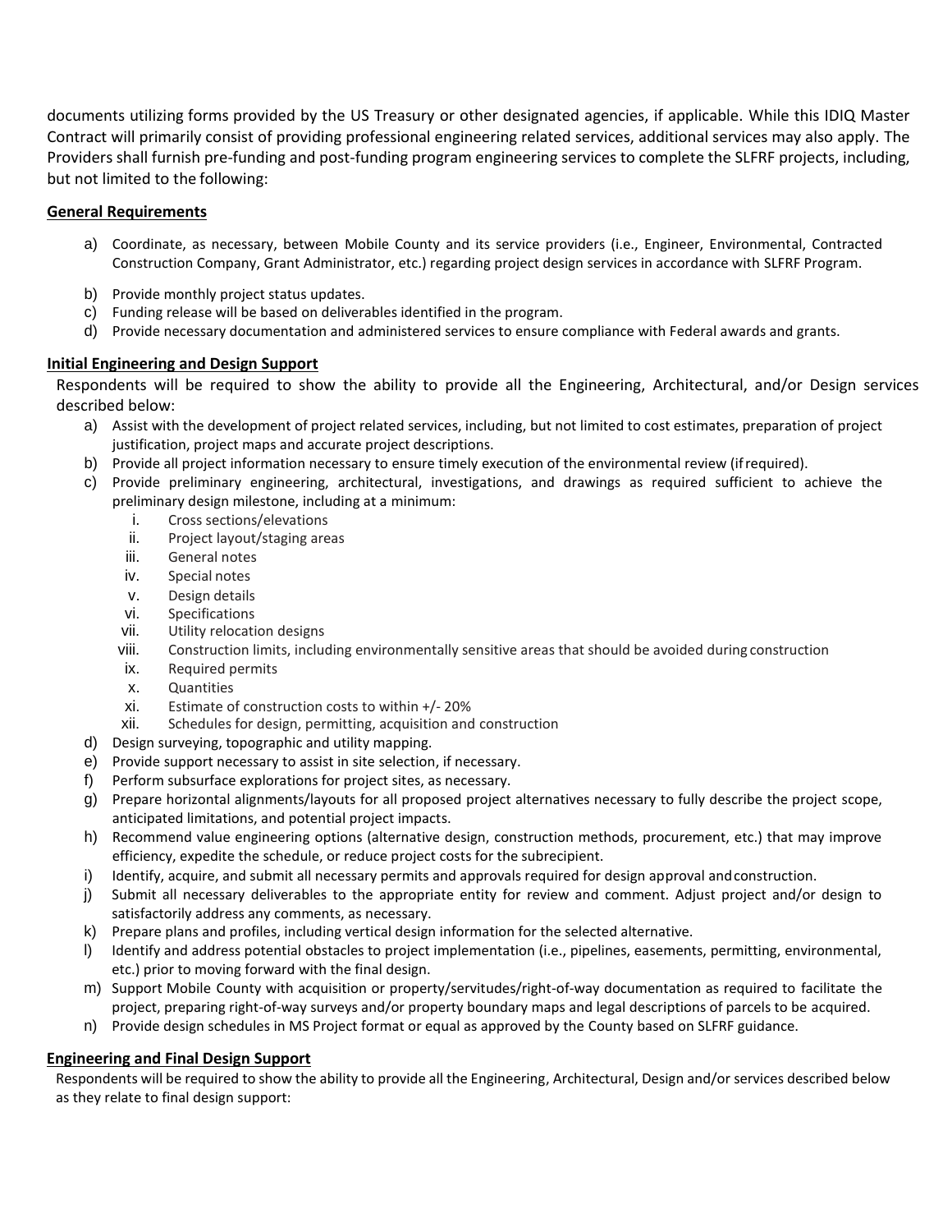documents utilizing forms provided by the US Treasury or other designated agencies, if applicable. While this IDIQ Master Contract will primarily consist of providing professional engineering related services, additional services may also apply. The Providers shall furnish pre-funding and post-funding program engineering services to complete the SLFRF projects, including, but not limited to the following:

**General Requirements**

a) Coordinate, as necessary, between Mobile County and its service providers (i.e., Engineer, Environmental, Contracted Construction Company, Grant Administrator, etc.) regarding project design services in accordance with SLFRF Program.
b) Provide monthly project status updates.
c) Funding release will be based on deliverables identified in the program.
d) Provide necessary documentation and administered services to ensure compliance with Federal awards and grants.

**Initial Engineering and Design Support**

Respondents will be required to show the ability to provide all the Engineering, Architectural, and/or Design services described below:

a) Assist with the development of project related services, including, but not limited to cost estimates, preparation of project justification, project maps and accurate project descriptions.
b) Provide all project information necessary to ensure timely execution of the environmental review (if required).
c) Provide preliminary engineering, architectural, investigations, and drawings as required sufficient to achieve the preliminary design milestone, including at a minimum:
    i. Cross sections/elevations
    ii. Project layout/staging areas
    iii. General notes
    iv. Special notes
    v. Design details
    vi. Specifications
    vii. Utility relocation designs
    viii. Construction limits, including environmentally sensitive areas that should be avoided during construction
    ix. Required permits
    x. Quantities
    xi. Estimate of construction costs to within +/- 20%
    xii. Schedules for design, permitting, acquisition and construction
d) Design surveying, topographic and utility mapping.
e) Provide support necessary to assist in site selection, if necessary.
f) Perform subsurface explorations for project sites, as necessary.
g) Prepare horizontal alignments/layouts for all proposed project alternatives necessary to fully describe the project scope, anticipated limitations, and potential project impacts.
h) Recommend value engineering options (alternative design, construction methods, procurement, etc.) that may improve efficiency, expedite the schedule, or reduce project costs for the subrecipient.
i) Identify, acquire, and submit all necessary permits and approvals required for design approval and construction.
j) Submit all necessary deliverables to the appropriate entity for review and comment. Adjust project and/or design to satisfactorily address any comments, as necessary.
k) Prepare plans and profiles, including vertical design information for the selected alternative.
l) Identify and address potential obstacles to project implementation (i.e., pipelines, easements, permitting, environmental, etc.) prior to moving forward with the final design.
m) Support Mobile County with acquisition or property/servitudes/right-of-way documentation as required to facilitate the project, preparing right-of-way surveys and/or property boundary maps and legal descriptions of parcels to be acquired.
n) Provide design schedules in MS Project format or equal as approved by the County based on SLFRF guidance.

**Engineering and Final Design Support**

Respondents will be required to show the ability to provide all the Engineering, Architectural, Design and/or services described below as they relate to final design support: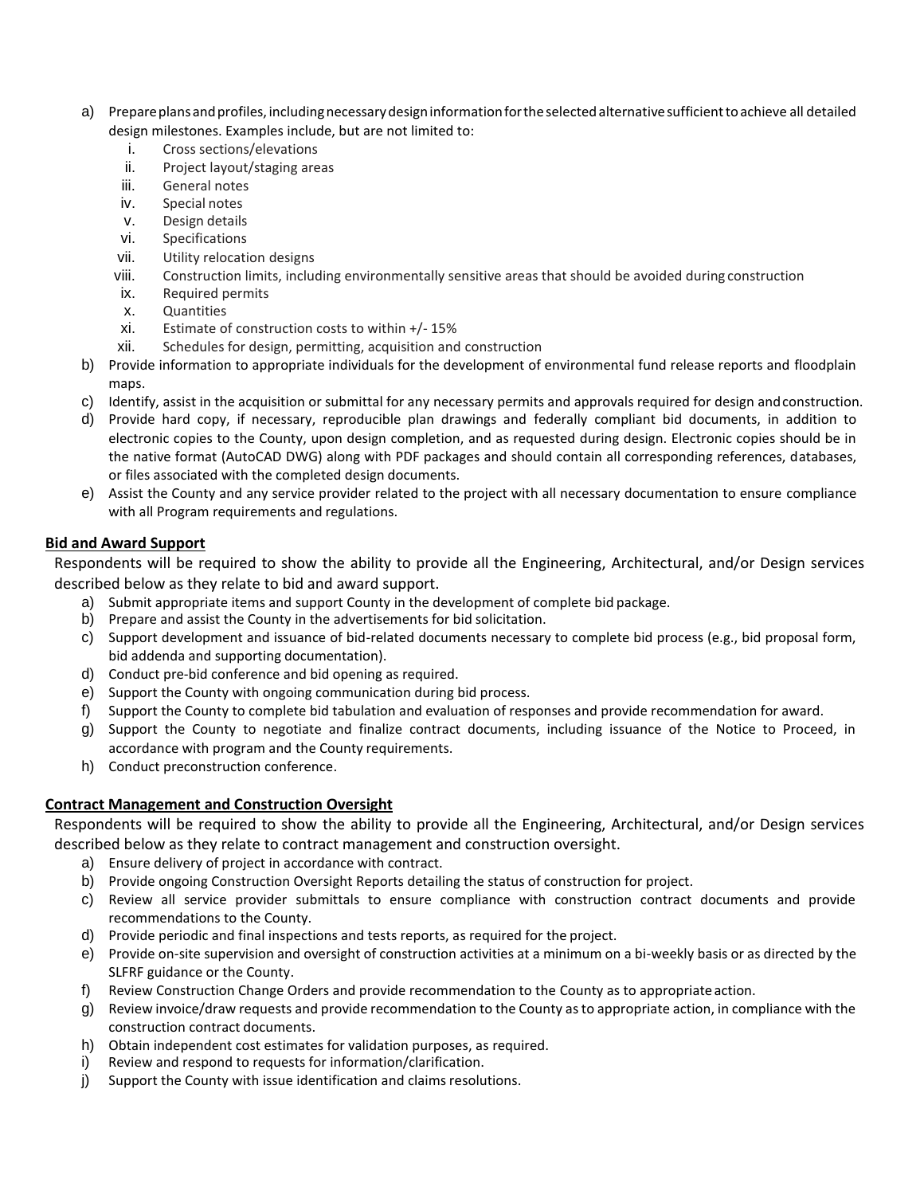a) Prepare plans and profiles, including necessary design information for the selected alternative sufficient to achieve all detailed design milestones. Examples include, but are not limited to:
   i. Cross sections/elevations
   ii. Project layout/staging areas
   iii. General notes
   iv. Special notes
   v. Design details
   vi. Specifications
   vii. Utility relocation designs
   viii. Construction limits, including environmentally sensitive areas that should be avoided during construction
   ix. Required permits
   x. Quantities
   xi. Estimate of construction costs to within +/- 15%
   xii. Schedules for design, permitting, acquisition and construction

b) Provide information to appropriate individuals for the development of environmental fund release reports and floodplain maps.

c) Identify, assist in the acquisition or submittal for any necessary permits and approvals required for design and construction.

d) Provide hard copy, if necessary, reproducible plan drawings and federally compliant bid documents, in addition to electronic copies to the County, upon design completion, and as requested during design. Electronic copies should be in the native format (AutoCAD DWG) along with PDF packages and should contain all corresponding references, databases, or files associated with the completed design documents.

e) Assist the County and any service provider related to the project with all necessary documentation to ensure compliance with all Program requirements and regulations.

**Bid and Award Support**

Respondents will be required to show the ability to provide all the Engineering, Architectural, and/or Design services described below as they relate to bid and award support.

a) Submit appropriate items and support County in the development of complete bid package.
b) Prepare and assist the County in the advertisements for bid solicitation.
c) Support development and issuance of bid-related documents necessary to complete bid process (e.g., bid proposal form, bid addenda and supporting documentation).
d) Conduct pre-bid conference and bid opening as required.
e) Support the County with ongoing communication during bid process.
f) Support the County to complete bid tabulation and evaluation of responses and provide recommendation for award.
g) Support the County to negotiate and finalize contract documents, including issuance of the Notice to Proceed, in accordance with program and the County requirements.
h) Conduct preconstruction conference.

**Contract Management and Construction Oversight**

Respondents will be required to show the ability to provide all the Engineering, Architectural, and/or Design services described below as they relate to contract management and construction oversight.

a) Ensure delivery of project in accordance with contract.
b) Provide ongoing Construction Oversight Reports detailing the status of construction for project.
c) Review all service provider submittals to ensure compliance with construction contract documents and provide recommendations to the County.
d) Provide periodic and final inspections and tests reports, as required for the project.
e) Provide on-site supervision and oversight of construction activities at a minimum on a bi-weekly basis or as directed by the SLFRF guidance or the County.
f) Review Construction Change Orders and provide recommendation to the County as to appropriate action.
g) Review invoice/draw requests and provide recommendation to the County as to appropriate action, in compliance with the construction contract documents.
h) Obtain independent cost estimates for validation purposes, as required.
i) Review and respond to requests for information/clarification.
j) Support the County with issue identification and claims resolutions.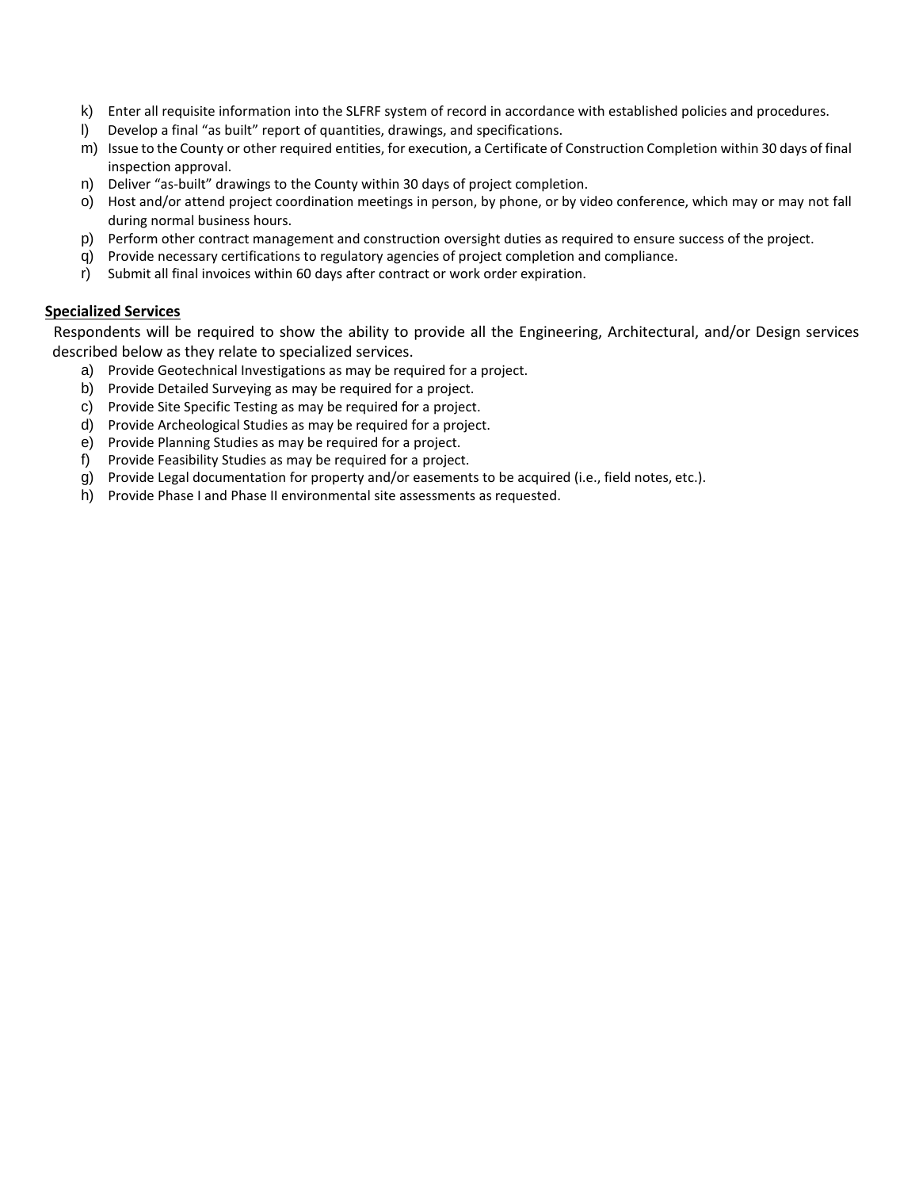k) Enter all requisite information into the SLFRF system of record in accordance with established policies and procedures.
l) Develop a final "as built" report of quantities, drawings, and specifications.
m) Issue to the County or other required entities, for execution, a Certificate of Construction Completion within 30 days of final inspection approval.
n) Deliver "as-built" drawings to the County within 30 days of project completion.
o) Host and/or attend project coordination meetings in person, by phone, or by video conference, which may or may not fall during normal business hours.
p) Perform other contract management and construction oversight duties as required to ensure success of the project.
q) Provide necessary certifications to regulatory agencies of project completion and compliance.
r) Submit all final invoices within 60 days after contract or work order expiration.

**Specialized Services**

Respondents will be required to show the ability to provide all the Engineering, Architectural, and/or Design services described below as they relate to specialized services.

a) Provide Geotechnical Investigations as may be required for a project.
b) Provide Detailed Surveying as may be required for a project.
c) Provide Site Specific Testing as may be required for a project.
d) Provide Archeological Studies as may be required for a project.
e) Provide Planning Studies as may be required for a project.
f) Provide Feasibility Studies as may be required for a project.
g) Provide Legal documentation for property and/or easements to be acquired (i.e., field notes, etc.).
h) Provide Phase I and Phase II environmental site assessments as requested.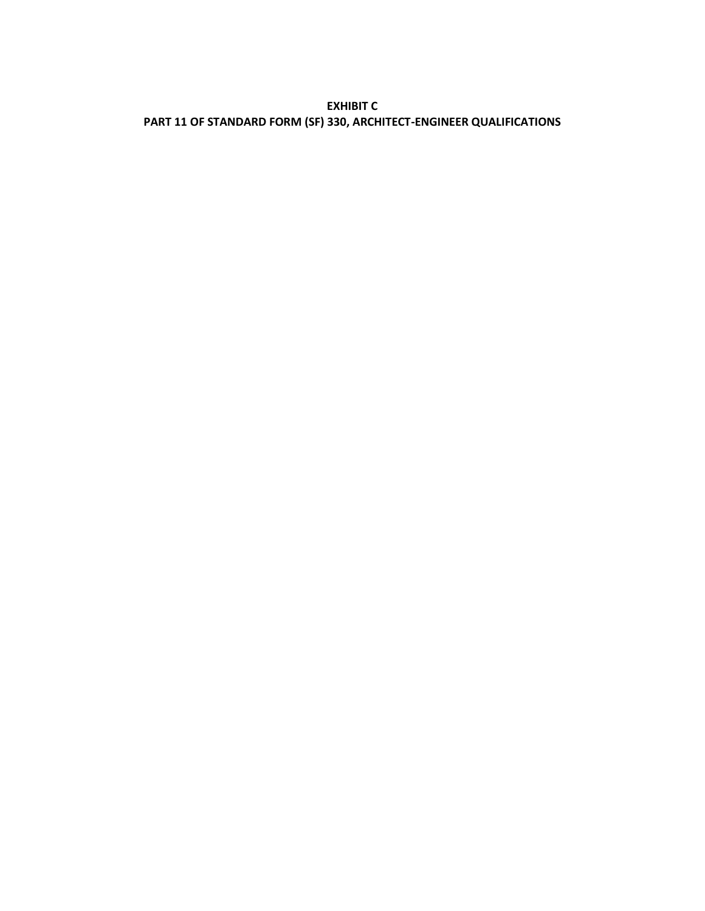**EXHIBIT C**

**PART 11 OF STANDARD FORM (SF) 330, ARCHITECT-ENGINEER QUALIFICATIONS**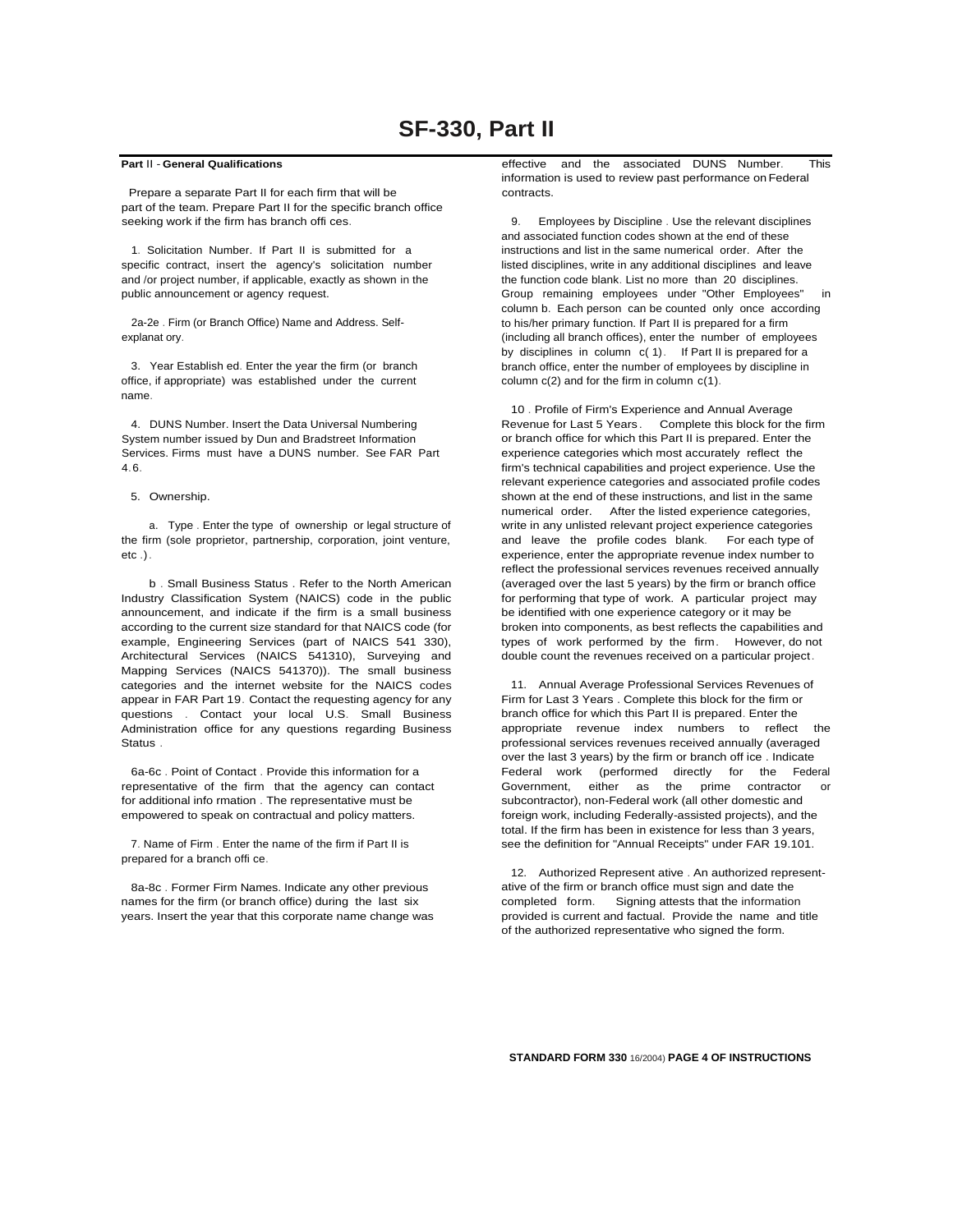# SF-330, Part II

**Part II - General Qualifications**

Prepare a separate Part II for each firm that will be part of the team. Prepare Part II for the specific branch office seeking work if the firm has branch offices.

1. Solicitation Number. If Part II is submitted for a specific contract, insert the agency's solicitation number and /or project number, if applicable, exactly as shown in the public announcement or agency request.

2a-2e. Firm (or Branch Office) Name and Address. Self-explanatory.

3. Year Established. Enter the year the firm (or branch office, if appropriate) was established under the current name.

4. DUNS Number. Insert the Data Universal Numbering System number issued by Dun and Bradstreet Information Services. Firms must have a DUNS number. See FAR Part 4.6.

5. Ownership.

a. Type. Enter the type of ownership or legal structure of the firm (sole proprietor, partnership, corporation, joint venture, etc.).

b. Small Business Status. Refer to the North American Industry Classification System (NAICS) code in the public announcement, and indicate if the firm is a small business according to the current size standard for that NAICS code (for example, Engineering Services (part of NAICS 541 330), Architectural Services (NAICS 541310), Surveying and Mapping Services (NAICS 541370)). The small business categories and the internet website for the NAICS codes appear in FAR Part 19. Contact the requesting agency for any questions. Contact your local U.S. Small Business Administration office for any questions regarding Business Status.

6a-6c. Point of Contact. Provide this information for a representative of the firm that the agency can contact for additional information. The representative must be empowered to speak on contractual and policy matters.

7. Name of Firm. Enter the name of the firm if Part II is prepared for a branch office.

8a-8c. Former Firm Names. Indicate any other previous names for the firm (or branch office) during the last six years. Insert the year that this corporate name change was effective and the associated DUNS Number. This information is used to review past performance on Federal contracts.

9. Employees by Discipline. Use the relevant disciplines and associated function codes shown at the end of these instructions and list in the same numerical order. After the listed disciplines, write in any additional disciplines and leave the function code blank. List no more than 20 disciplines. Group remaining employees under "Other Employees" in column b. Each person can be counted only once according to his/her primary function. If Part II is prepared for a firm (including all branch offices), enter the number of employees by disciplines in column c(1). If Part II is prepared for a branch office, enter the number of employees by discipline in column c(2) and for the firm in column c(1).

10. Profile of Firm's Experience and Annual Average Revenue for Last 5 Years. Complete this block for the firm or branch office for which this Part II is prepared. Enter the experience categories which most accurately reflect the firm's technical capabilities and project experience. Use the relevant experience categories and associated profile codes shown at the end of these instructions, and list in the same numerical order. After the listed experience categories, write in any unlisted relevant project experience categories and leave the profile codes blank. For each type of experience, enter the appropriate revenue index number to reflect the professional services revenues received annually (averaged over the last 5 years) by the firm or branch office for performing that type of work. A particular project may be identified with one experience category or it may be broken into components, as best reflects the capabilities and types of work performed by the firm. However, do not double count the revenues received on a particular project.

11. Annual Average Professional Services Revenues of Firm for Last 3 Years. Complete this block for the firm or branch office for which this Part II is prepared. Enter the appropriate revenue index numbers to reflect the professional services revenues received annually (averaged over the last 3 years) by the firm or branch office. Indicate Federal work (performed directly for the Federal Government, either as the prime contractor or subcontractor), non-Federal work (all other domestic and foreign work, including Federally-assisted projects), and the total. If the firm has been in existence for less than 3 years, see the definition for "Annual Receipts" under FAR 19.101.

12. Authorized Representative. An authorized representative of the firm or branch office must sign and date the completed form. Signing attests that the information provided is current and factual. Provide the name and title of the authorized representative who signed the form.

**STANDARD FORM 330** 16/2004) **PAGE 4 OF INSTRUCTIONS**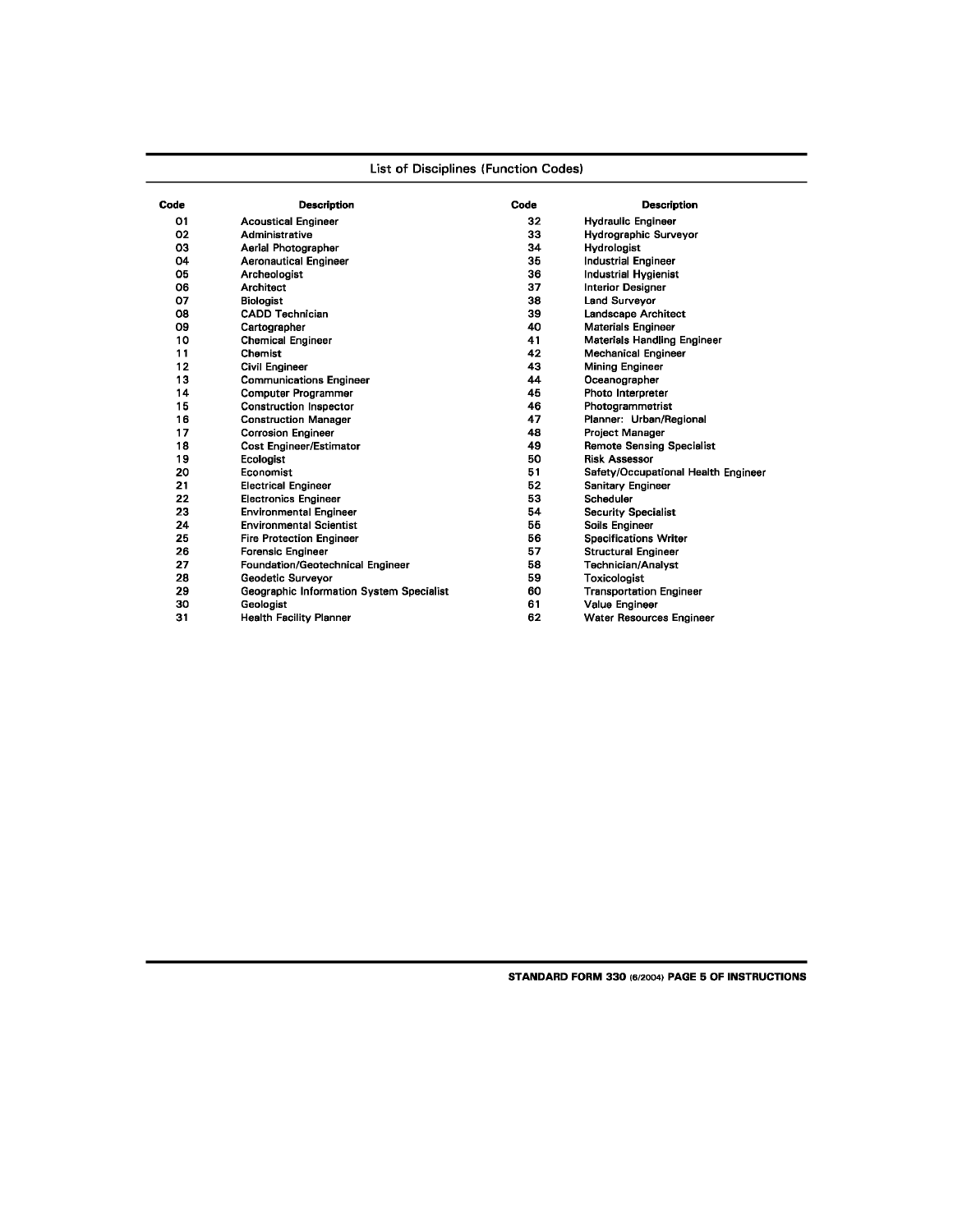## List of Disciplines (Function Codes)

| Code | Description | Code | Description |
|---|---|---|---|
| 01 | Acoustical Engineer | 32 | Hydraulic Engineer |
| 02 | Administrative | 33 | Hydrographic Surveyor |
| 03 | Aerial Photographer | 34 | Hydrologist |
| 04 | Aeronautical Engineer | 35 | Industrial Engineer |
| 05 | Archeologist | 36 | Industrial Hygienist |
| 06 | Architect | 37 | Interior Designer |
| 07 | Biologist | 38 | Land Surveyor |
| 08 | CADD Technician | 39 | Landscape Architect |
| 09 | Cartographer | 40 | Materials Engineer |
| 10 | Chemical Engineer | 41 | Materials Handling Engineer |
| 11 | Chemist | 42 | Mechanical Engineer |
| 12 | Civil Engineer | 43 | Mining Engineer |
| 13 | Communications Engineer | 44 | Oceanographer |
| 14 | Computer Programmer | 45 | Photo Interpreter |
| 15 | Construction Inspector | 46 | Photogrammetrist |
| 16 | Construction Manager | 47 | Planner: Urban/Regional |
| 17 | Corrosion Engineer | 48 | Project Manager |
| 18 | Cost Engineer/Estimator | 49 | Remote Sensing Specialist |
| 19 | Ecologist | 50 | Risk Assessor |
| 20 | Economist | 51 | Safety/Occupational Health Engineer |
| 21 | Electrical Engineer | 52 | Sanitary Engineer |
| 22 | Electronics Engineer | 53 | Scheduler |
| 23 | Environmental Engineer | 54 | Security Specialist |
| 24 | Environmental Scientist | 55 | Soils Engineer |
| 25 | Fire Protection Engineer | 56 | Specifications Writer |
| 26 | Forensic Engineer | 57 | Structural Engineer |
| 27 | Foundation/Geotechnical Engineer | 58 | Technician/Analyst |
| 28 | Geodetic Surveyor | 59 | Toxicologist |
| 29 | Geographic Information System Specialist | 60 | Transportation Engineer |
| 30 | Geologist | 61 | Value Engineer |
| 31 | Health Facility Planner | 62 | Water Resources Engineer |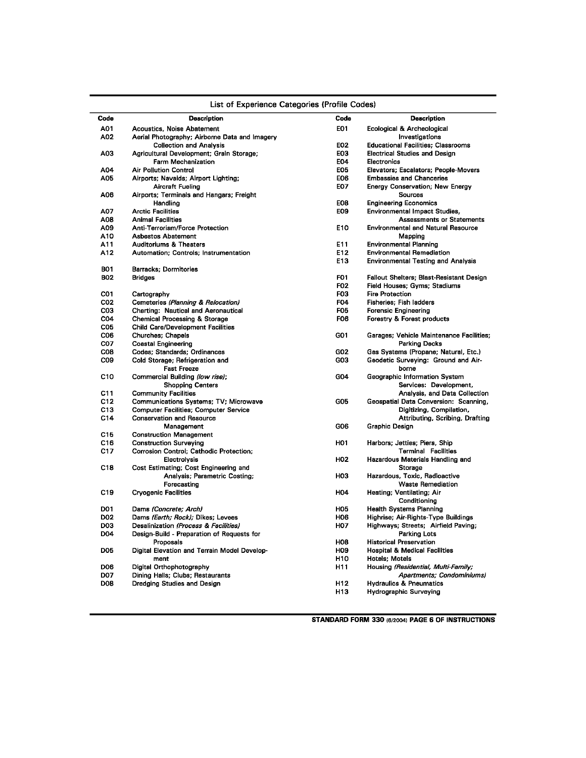## List of Experience Categories (Profile Codes)

| Code | Description |
|---|---|
| A01 | Acoustics, Noise Abatement |
| A02 | Aerial Photography; Airborne Data and Imagery Collection and Analysis |
| A03 | Agricultural Development; Grain Storage; Farm Mechanization |
| A04 | Air Pollution Control |
| A05 | Airports; Navaids; Airport Lighting; Aircraft Fueling |
| A06 | Airports; Terminals and Hangars; Freight Handling |
| A07 | Arctic Facilities |
| A08 | Animal Facilities |
| A09 | Anti-Terrorism/Force Protection |
| A10 | Asbestos Abatement |
| A11 | Auditoriums & Theaters |
| A12 | Automation; Controls; Instrumentation |
| B01 | Barracks; Dormitories |
| B02 | Bridges |
| C01 | Cartography |
| C02 | Cemeteries *(Planning & Relocation)* |
| C03 | Charting: Nautical and Aeronautical |
| C04 | Chemical Processing & Storage |
| C05 | Child Care/Development Facilities |
| C06 | Churches; Chapels |
| C07 | Coastal Engineering |
| C08 | Codes; Standards; Ordinances |
| C09 | Cold Storage; Refrigeration and Fast Freeze |
| C10 | Commercial Building *(low rise)*; Shopping Centers |
| C11 | Community Facilities |
| C12 | Communications Systems; TV; Microwave |
| C13 | Computer Facilities; Computer Service |
| C14 | Conservation and Resource Management |
| C15 | Construction Management |
| C16 | Construction Surveying |
| C17 | Corrosion Control; Cathodic Protection; Electrolysis |
| C18 | Cost Estimating; Cost Engineering and Analysis; Parametric Costing; Forecasting |
| C19 | Cryogenic Facilities |
| D01 | Dams *(Concrete; Arch)* |
| D02 | Dams *(Earth; Rock)*; Dikes; Levees |
| D03 | Desalinization *(Process & Facilities)* |
| D04 | Design-Build - Preparation of Requests for Proposals |
| D05 | Digital Elevation and Terrain Model Development |
| D06 | Digital Orthophotography |
| D07 | Dining Halls; Clubs; Restaurants |
| D08 | Dredging Studies and Design |
| E01 | Ecological & Archeological Investigations |
| E02 | Educational Facilities; Classrooms |
| E03 | Electrical Studies and Design |
| E04 | Electronics |
| E05 | Elevators; Escalators; People-Movers |
| E06 | Embassies and Chanceries |
| E07 | Energy Conservation; New Energy Sources |
| E08 | Engineering Economics |
| E09 | Environmental Impact Studies, Assessments or Statements |
| E10 | Environmental and Natural Resource Mapping |
| E11 | Environmental Planning |
| E12 | Environmental Remediation |
| E13 | Environmental Testing and Analysis |
| F01 | Fallout Shelters; Blast-Resistant Design |
| F02 | Field Houses; Gyms; Stadiums |
| F03 | Fire Protection |
| F04 | Fisheries; Fish ladders |
| F05 | Forensic Engineering |
| F06 | Forestry & Forest products |
| G01 | Garages; Vehicle Maintenance Facilities; Parking Decks |
| G02 | Gas Systems (Propane; Natural, Etc.) |
| G03 | Geodetic Surveying: Ground and Air-borne |
| G04 | Geographic Information System Services: Development, Analysis, and Data Collection |
| G05 | Geospatial Data Conversion: Scanning, Digitizing, Compilation, Attributing, Scribing, Drafting |
| G06 | Graphic Design |
| H01 | Harbors; Jetties; Piers, Ship Terminal Facilities |
| H02 | Hazardous Materials Handling and Storage |
| H03 | Hazardous, Toxic, Radioactive Waste Remediation |
| H04 | Heating; Ventilating; Air Conditioning |
| H05 | Health Systems Planning |
| H06 | Highrise; Air-Rights-Type Buildings |
| H07 | Highways; Streets; Airfield Paving; Parking Lots |
| H08 | Historical Preservation |
| H09 | Hospital & Medical Facilities |
| H10 | Hotels; Motels |
| H11 | Housing *(Residential, Multi-Family; Apartments; Condominiums)* |
| H12 | Hydraulics & Pneumatics |
| H13 | Hydrographic Surveying |

STANDARD FORM 330 (6/2004) PAGE 6 OF INSTRUCTIONS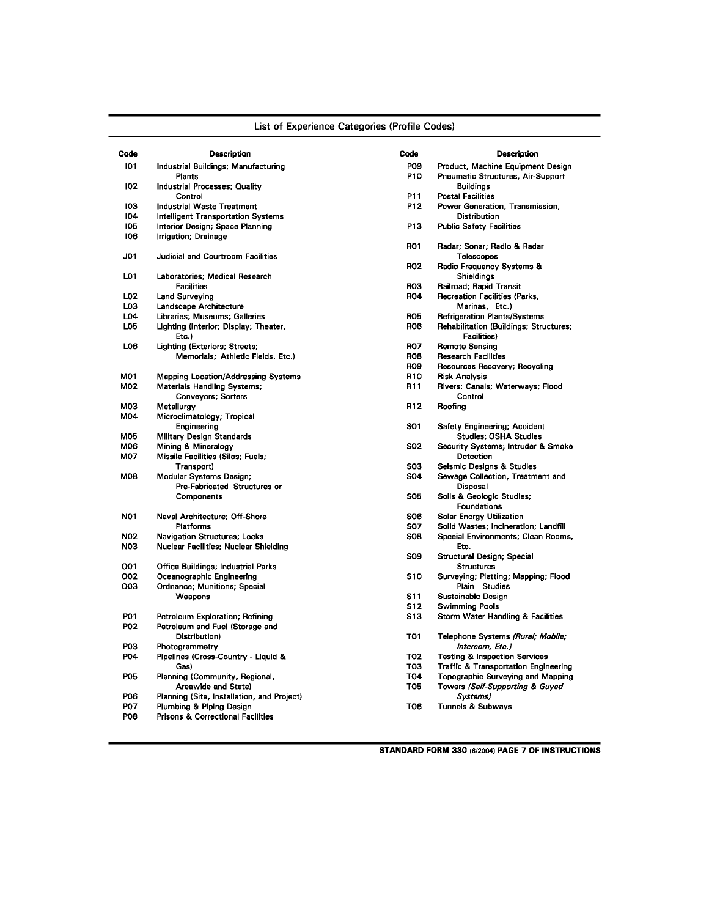## List of Experience Categories (Profile Codes)

| Code | Description |
|---|---|
| I01 | Industrial Buildings; Manufacturing Plants |
| I02 | Industrial Processes; Quality Control |
| I03 | Industrial Waste Treatment |
| I04 | Intelligent Transportation Systems |
| I05 | Interior Design; Space Planning |
| I06 | Irrigation; Drainage |
| J01 | Judicial and Courtroom Facilities |
| L01 | Laboratories; Medical Research Facilities |
| L02 | Land Surveying |
| L03 | Landscape Architecture |
| L04 | Libraries; Museums; Galleries |
| L05 | Lighting (Interior; Display; Theater, Etc.) |
| L06 | Lighting (Exteriors; Streets; Memorials; Athletic Fields, Etc.) |
| M01 | Mapping Location/Addressing Systems |
| M02 | Materials Handling Systems; Conveyors; Sorters |
| M03 | Metallurgy |
| M04 | Microclimatology; Tropical Engineering |
| M05 | Military Design Standards |
| M06 | Mining & Mineralogy |
| M07 | Missile Facilities (Silos; Fuels; Transport) |
| M08 | Modular Systems Design; Pre-Fabricated Structures or Components |
| N01 | Naval Architecture; Off-Shore Platforms |
| N02 | Navigation Structures; Locks |
| N03 | Nuclear Facilities; Nuclear Shielding |
| O01 | Office Buildings; Industrial Parks |
| O02 | Oceanographic Engineering |
| O03 | Ordnance; Munitions; Special Weapons |
| P01 | Petroleum Exploration; Refining |
| P02 | Petroleum and Fuel (Storage and Distribution) |
| P03 | Photogrammetry |
| P04 | Pipelines (Cross-Country - Liquid & Gas) |
| P05 | Planning (Community, Regional, Areawide and State) |
| P06 | Planning (Site, Installation, and Project) |
| P07 | Plumbing & Piping Design |
| P08 | Prisons & Correctional Facilities |
| P09 | Product, Machine Equipment Design |
| P10 | Pneumatic Structures, Air-Support Buildings |
| P11 | Postal Facilities |
| P12 | Power Generation, Transmission, Distribution |
| P13 | Public Safety Facilities |
| R01 | Radar; Sonar; Radio & Radar Telescopes |
| R02 | Radio Frequency Systems & Shieldings |
| R03 | Railroad; Rapid Transit |
| R04 | Recreation Facilities (Parks, Marinas, Etc.) |
| R05 | Refrigeration Plants/Systems |
| R06 | Rehabilitation (Buildings; Structures; Facilities) |
| R07 | Remote Sensing |
| R08 | Research Facilities |
| R09 | Resources Recovery; Recycling |
| R10 | Risk Analysis |
| R11 | Rivers; Canals; Waterways; Flood Control |
| R12 | Roofing |
| S01 | Safety Engineering; Accident Studies; OSHA Studies |
| S02 | Security Systems; Intruder & Smoke Detection |
| S03 | Seismic Designs & Studies |
| S04 | Sewage Collection, Treatment and Disposal |
| S05 | Soils & Geologic Studies; Foundations |
| S06 | Solar Energy Utilization |
| S07 | Solid Wastes; Incineration; Landfill |
| S08 | Special Environments; Clean Rooms, Etc. |
| S09 | Structural Design; Special Structures |
| S10 | Surveying; Platting; Mapping; Flood Plain Studies |
| S11 | Sustainable Design |
| S12 | Swimming Pools |
| S13 | Storm Water Handling & Facilities |
| T01 | Telephone Systems *(Rural; Mobile; Intercom, Etc.)* |
| T02 | Testing & Inspection Services |
| T03 | Traffic & Transportation Engineering |
| T04 | Topographic Surveying and Mapping |
| T05 | Towers *(Self-Supporting & Guyed Systems)* |
| T06 | Tunnels & Subways |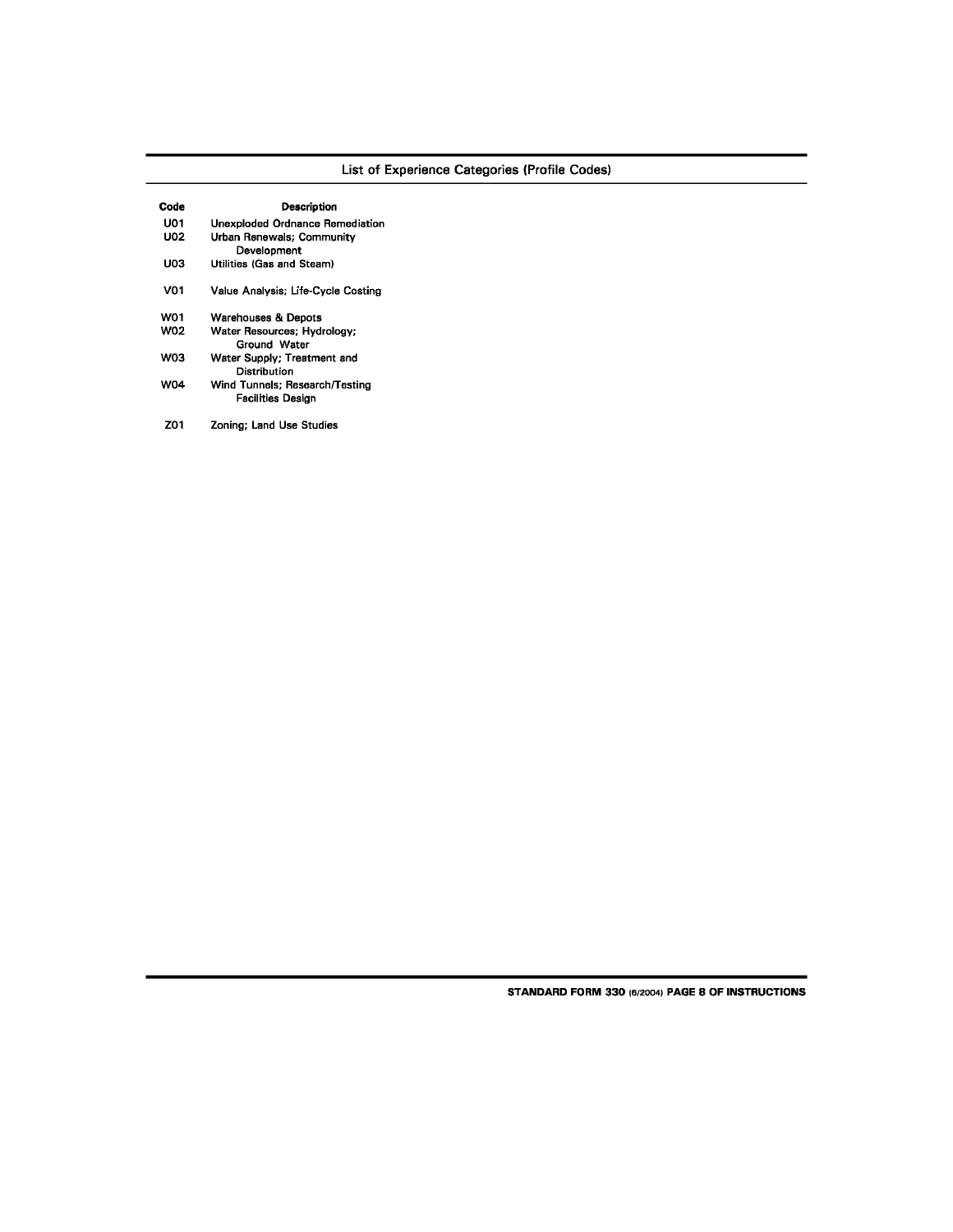## List of Experience Categories (Profile Codes)

| Code | Description |
|---|---|
| U01 | Unexploded Ordnance Remediation |
| U02 | Urban Renewals; Community Development |
| U03 | Utilities (Gas and Steam) |
| V01 | Value Analysis; Life-Cycle Costing |
| W01 | Warehouses & Depots |
| W02 | Water Resources; Hydrology; Ground Water |
| W03 | Water Supply; Treatment and Distribution |
| W04 | Wind Tunnels; Research/Testing Facilities Design |
| Z01 | Zoning; Land Use Studies |

STANDARD FORM 330 (6/2004) PAGE 8 OF INSTRUCTIONS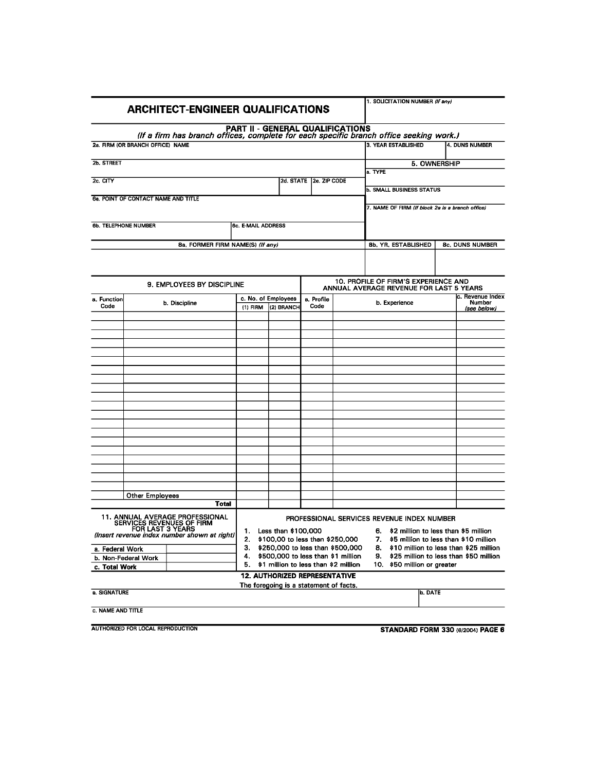# ARCHITECT-ENGINEER QUALIFICATIONS

1. SOLICITATION NUMBER *(If any)*

## PART II - GENERAL QUALIFICATIONS

*(If a firm has branch offices, complete for each specific branch office seeking work.)*

| | | | |
|---|---|---|---|
| 2a. FIRM (OR BRANCH OFFICE) NAME | | 3. YEAR ESTABLISHED | 4. DUNS NUMBER |
| 2b. STREET | | 5. OWNERSHIP | |
| | | a. TYPE | |
| 2c. CITY | 2d. STATE / 2e. ZIP CODE | b. SMALL BUSINESS STATUS | |
| 6a. POINT OF CONTACT NAME AND TITLE | | 7. NAME OF FIRM *(If block 2a is a branch office)* | |
| 6b. TELEPHONE NUMBER | 6c. E-MAIL ADDRESS | | |

| 8a. FORMER FIRM NAME(S) *(If any)* | 8b. YR. ESTABLISHED | 8c. DUNS NUMBER |
|---|---|---|
| | | |

| 9. EMPLOYEES BY DISCIPLINE | | | | 10. PROFILE OF FIRM'S EXPERIENCE AND ANNUAL AVERAGE REVENUE FOR LAST 5 YEARS | | |
|---|---|---|---|---|---|---|
| a. Function Code | b. Discipline | c. No. of Employees (1) FIRM | (2) BRANCH | a. Profile Code | b. Experience | c. Revenue Index Number *(see below)* |
| | | | | | | |
| | | | | | | |
| | | | | | | |
| | | | | | | |
| | | | | | | |
| | | | | | | |
| | | | | | | |
| | | | | | | |
| | | | | | | |
| | | | | | | |
| | | | | | | |
| | | | | | | |
| | | | | | | |
| | | | | | | |
| | | | | | | |
| | | | | | | |
| | | | | | | |
| | | | | | | |
| | | | | | | |
| | | | | | | |
| | | | | | | |
| | Other Employees | | | | | |
| | **Total** | | | | | |

| 11. ANNUAL AVERAGE PROFESSIONAL SERVICES REVENUES OF FIRM FOR LAST 3 YEARS *(Insert revenue index number shown at right)* | |
|---|---|
| a. Federal Work | |
| b. Non-Federal Work | |
| c. Total Work | |

**PROFESSIONAL SERVICES REVENUE INDEX NUMBER**

1. Less than $100,000
2. $100,00 to less than $250,000
3. $250,000 to less than $500,000
4. $500,000 to less than $1 million
5. $1 million to less than $2 million
6. $2 million to less than $5 million
7. $5 million to less than $10 million
8. $10 million to less than $25 million
9. $25 million to less than $50 million
10. $50 million or greater

**12. AUTHORIZED REPRESENTATIVE**

The foregoing is a statement of facts.

| a. SIGNATURE | b. DATE |
|---|---|
| c. NAME AND TITLE | |

AUTHORIZED FOR LOCAL REPRODUCTION

STANDARD FORM 330 (6/2004) PAGE 6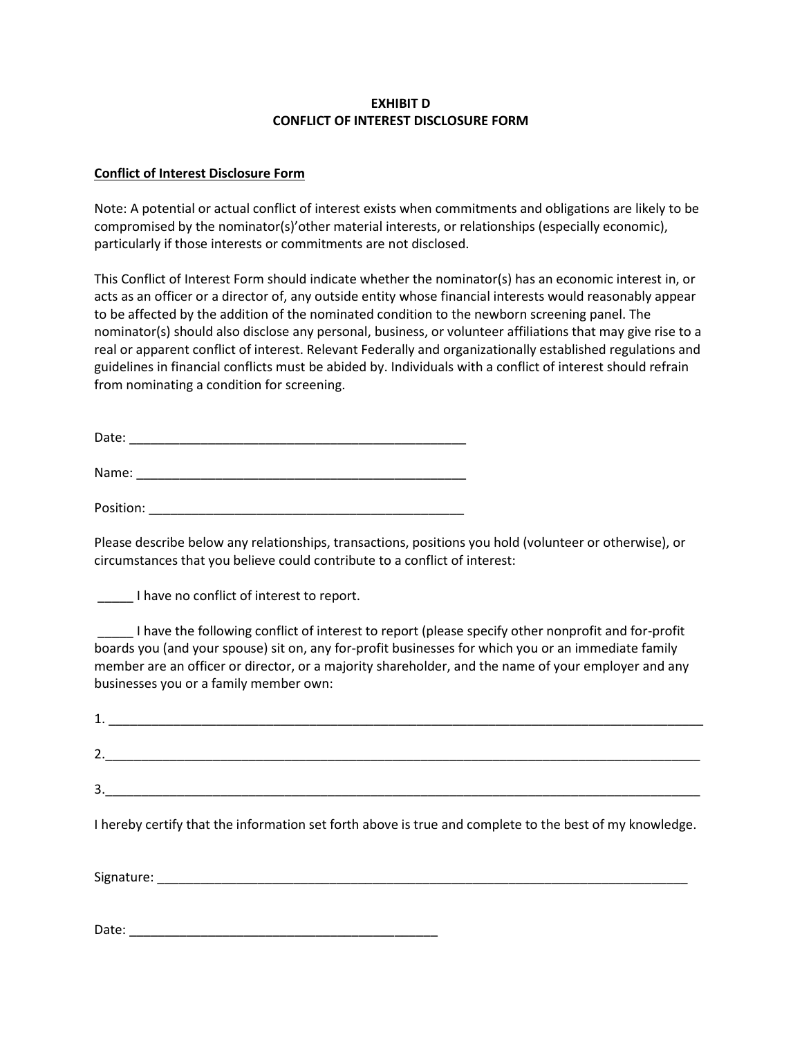**EXHIBIT D**
**CONFLICT OF INTEREST DISCLOSURE FORM**

__Conflict of Interest Disclosure Form__

Note: A potential or actual conflict of interest exists when commitments and obligations are likely to be compromised by the nominator(s)'other material interests, or relationships (especially economic), particularly if those interests or commitments are not disclosed.

This Conflict of Interest Form should indicate whether the nominator(s) has an economic interest in, or acts as an officer or a director of, any outside entity whose financial interests would reasonably appear to be affected by the addition of the nominated condition to the newborn screening panel. The nominator(s) should also disclose any personal, business, or volunteer affiliations that may give rise to a real or apparent conflict of interest. Relevant Federally and organizationally established regulations and guidelines in financial conflicts must be abided by. Individuals with a conflict of interest should refrain from nominating a condition for screening.

Date: ________________________________________________

Name: ________________________________________________

Position: ______________________________________________

Please describe below any relationships, transactions, positions you hold (volunteer or otherwise), or circumstances that you believe could contribute to a conflict of interest:

_____ I have no conflict of interest to report.

_____ I have the following conflict of interest to report (please specify other nonprofit and for-profit boards you (and your spouse) sit on, any for-profit businesses for which you or an immediate family member are an officer or director, or a majority shareholder, and the name of your employer and any businesses you or a family member own:

1. ________________________________________________________________________________

2. ________________________________________________________________________________

3. ________________________________________________________________________________

I hereby certify that the information set forth above is true and complete to the best of my knowledge.

Signature: ____________________________________________________________________

Date: ____________________________________________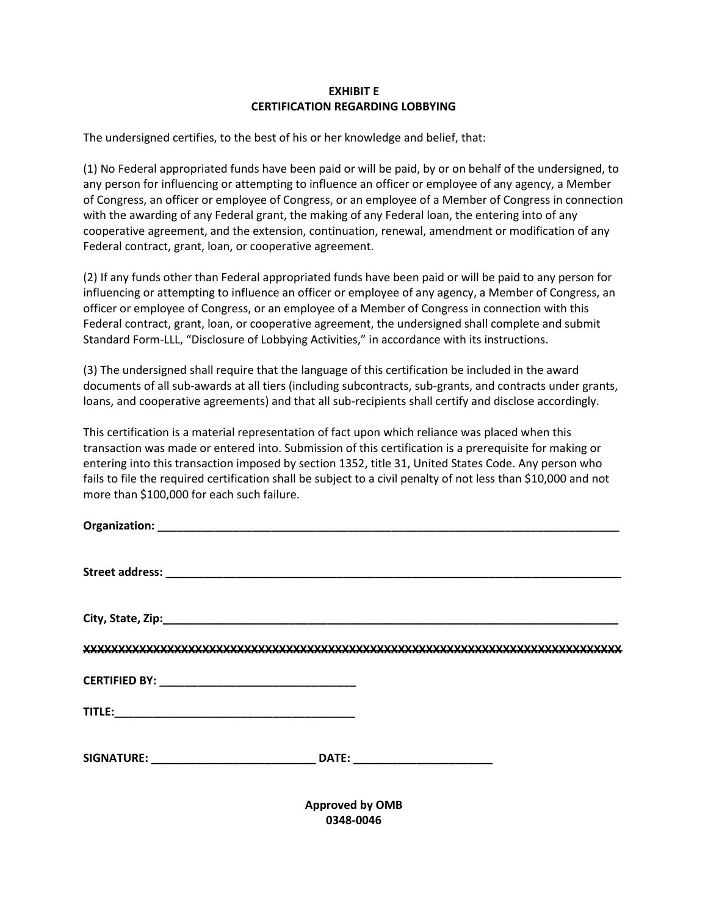**EXHIBIT E**
**CERTIFICATION REGARDING LOBBYING**

The undersigned certifies, to the best of his or her knowledge and belief, that:

(1) No Federal appropriated funds have been paid or will be paid, by or on behalf of the undersigned, to any person for influencing or attempting to influence an officer or employee of any agency, a Member of Congress, an officer or employee of Congress, or an employee of a Member of Congress in connection with the awarding of any Federal grant, the making of any Federal loan, the entering into of any cooperative agreement, and the extension, continuation, renewal, amendment or modification of any Federal contract, grant, loan, or cooperative agreement.

(2) If any funds other than Federal appropriated funds have been paid or will be paid to any person for influencing or attempting to influence an officer or employee of any agency, a Member of Congress, an officer or employee of Congress, or an employee of a Member of Congress in connection with this Federal contract, grant, loan, or cooperative agreement, the undersigned shall complete and submit Standard Form-LLL, "Disclosure of Lobbying Activities," in accordance with its instructions.

(3) The undersigned shall require that the language of this certification be included in the award documents of all sub-awards at all tiers (including subcontracts, sub-grants, and contracts under grants, loans, and cooperative agreements) and that all sub-recipients shall certify and disclose accordingly.

This certification is a material representation of fact upon which reliance was placed when this transaction was made or entered into. Submission of this certification is a prerequisite for making or entering into this transaction imposed by section 1352, title 31, United States Code. Any person who fails to file the required certification shall be subject to a civil penalty of not less than $10,000 and not more than $100,000 for each such failure.

**Organization:** ___________________________________________________________________________

**Street address:** _________________________________________________________________________

**City, State, Zip:**_________________________________________________________________________

~~XXXXXXXXXXXXXXXXXXXXXXXXXXXXXXXXXXXXXXXXXXXXXXXXXXXXXXXXXXXXXXXXXXXXXXXXXX~~

**CERTIFIED BY:** _______________________________

**TITLE:**______________________________________

**SIGNATURE:** __________________________ **DATE:** ______________________

**Approved by OMB**
**0348-0046**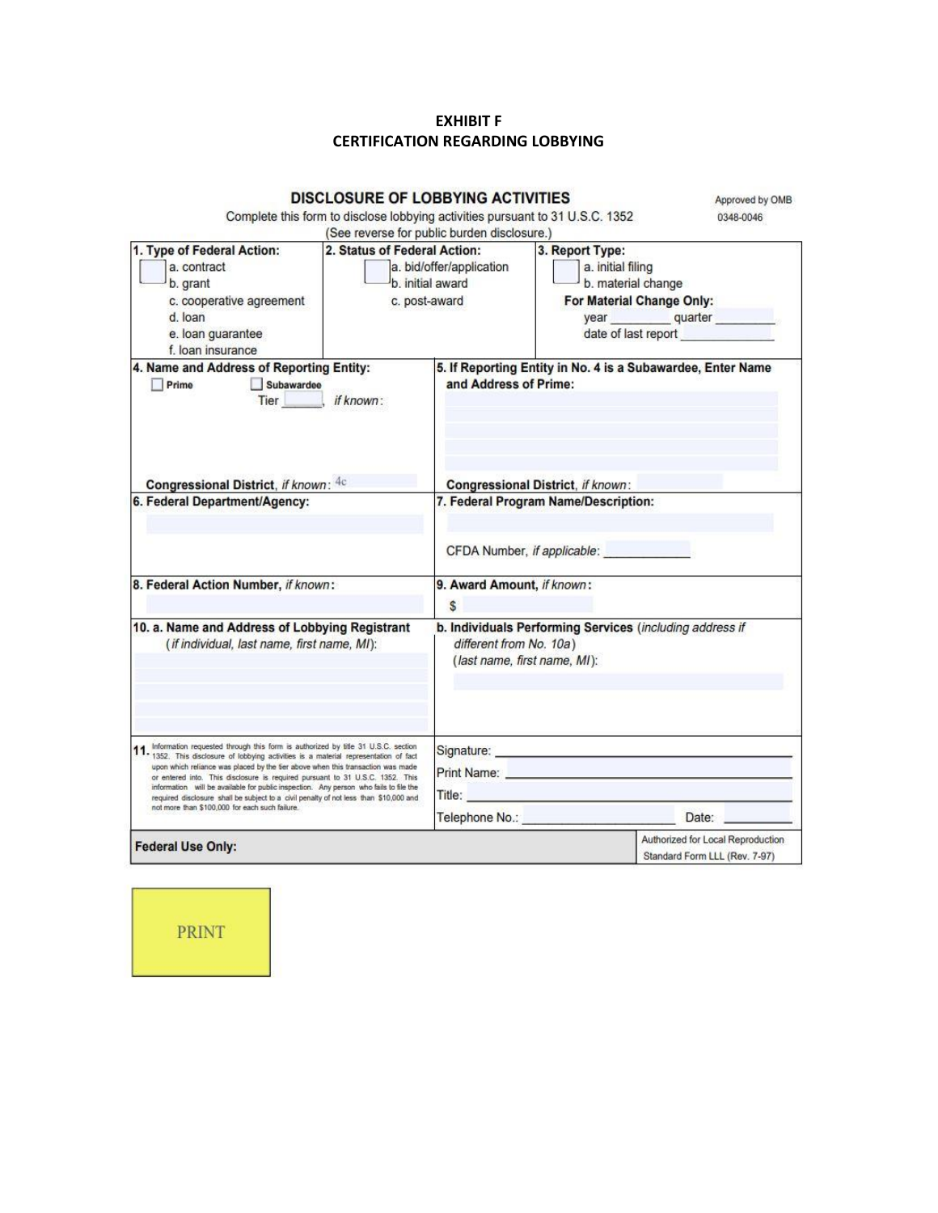# EXHIBIT F
# CERTIFICATION REGARDING LOBBYING

## DISCLOSURE OF LOBBYING ACTIVITIES

Complete this form to disclose lobbying activities pursuant to 31 U.S.C. 1352
(See reverse for public burden disclosure.)

Approved by OMB
0348-0046

| 1. Type of Federal Action: | 2. Status of Federal Action: | 3. Report Type: |
|---|---|---|
| a. contract<br>b. grant<br>c. cooperative agreement<br>d. loan<br>e. loan guarantee<br>f. loan insurance | a. bid/offer/application<br>b. initial award<br>c. post-award | a. initial filing<br>b. material change<br>**For Material Change Only:**<br>year ________ quarter ________<br>date of last report ________ |

| 4. Name and Address of Reporting Entity: | 5. If Reporting Entity in No. 4 is a Subawardee, Enter Name and Address of Prime: |
|---|---|
| ☐ Prime ☐ Subawardee<br>Tier ______, *if known*:<br><br>**Congressional District**, *if known*: 4c | <br><br><br>**Congressional District**, *if known*: |
| **6. Federal Department/Agency:** | **7. Federal Program Name/Description:**<br><br>CFDA Number, *if applicable*: ____________ |
| **8. Federal Action Number,** *if known*: | **9. Award Amount,** *if known*:<br>$ |
| **10. a. Name and Address of Lobbying Registrant** (*if individual, last name, first name, MI*): | **b. Individuals Performing Services** (*including address if different from No. 10a*) (*last name, first name, MI*): |
| **11.** Information requested through this form is authorized by title 31 U.S.C. section 1352. This disclosure of lobbying activities is a material representation of fact upon which reliance was placed by the tier above when this transaction was made or entered into. This disclosure is required pursuant to 31 U.S.C. 1352. This information will be available for public inspection. Any person who fails to file the required disclosure shall be subject to a civil penalty of not less than $10,000 and not more than $100,000 for each such failure. | Signature: ______________________<br>Print Name: ______________________<br>Title: ______________________<br>Telephone No.: ______________ Date: ________ |
| **Federal Use Only:** | Authorized for Local Reproduction<br>Standard Form LLL (Rev. 7-97) |

PRINT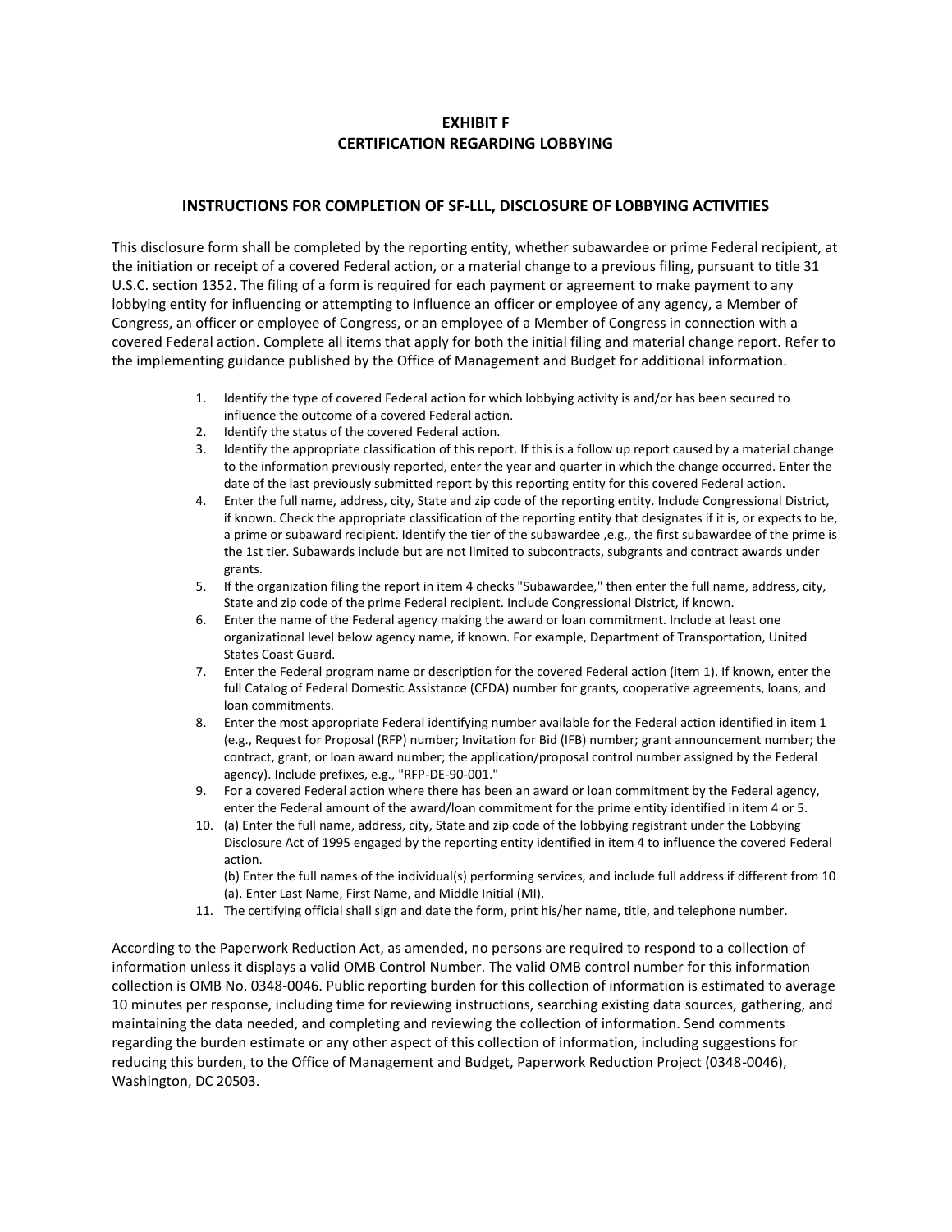# EXHIBIT F
# CERTIFICATION REGARDING LOBBYING

## INSTRUCTIONS FOR COMPLETION OF SF-LLL, DISCLOSURE OF LOBBYING ACTIVITIES

This disclosure form shall be completed by the reporting entity, whether subawardee or prime Federal recipient, at the initiation or receipt of a covered Federal action, or a material change to a previous filing, pursuant to title 31 U.S.C. section 1352. The filing of a form is required for each payment or agreement to make payment to any lobbying entity for influencing or attempting to influence an officer or employee of any agency, a Member of Congress, an officer or employee of Congress, or an employee of a Member of Congress in connection with a covered Federal action. Complete all items that apply for both the initial filing and material change report. Refer to the implementing guidance published by the Office of Management and Budget for additional information.

1. Identify the type of covered Federal action for which lobbying activity is and/or has been secured to influence the outcome of a covered Federal action.
2. Identify the status of the covered Federal action.
3. Identify the appropriate classification of this report. If this is a follow up report caused by a material change to the information previously reported, enter the year and quarter in which the change occurred. Enter the date of the last previously submitted report by this reporting entity for this covered Federal action.
4. Enter the full name, address, city, State and zip code of the reporting entity. Include Congressional District, if known. Check the appropriate classification of the reporting entity that designates if it is, or expects to be, a prime or subaward recipient. Identify the tier of the subawardee ,e.g., the first subawardee of the prime is the 1st tier. Subawards include but are not limited to subcontracts, subgrants and contract awards under grants.
5. If the organization filing the report in item 4 checks "Subawardee," then enter the full name, address, city, State and zip code of the prime Federal recipient. Include Congressional District, if known.
6. Enter the name of the Federal agency making the award or loan commitment. Include at least one organizational level below agency name, if known. For example, Department of Transportation, United States Coast Guard.
7. Enter the Federal program name or description for the covered Federal action (item 1). If known, enter the full Catalog of Federal Domestic Assistance (CFDA) number for grants, cooperative agreements, loans, and loan commitments.
8. Enter the most appropriate Federal identifying number available for the Federal action identified in item 1 (e.g., Request for Proposal (RFP) number; Invitation for Bid (IFB) number; grant announcement number; the contract, grant, or loan award number; the application/proposal control number assigned by the Federal agency). Include prefixes, e.g., "RFP-DE-90-001."
9. For a covered Federal action where there has been an award or loan commitment by the Federal agency, enter the Federal amount of the award/loan commitment for the prime entity identified in item 4 or 5.
10. (a) Enter the full name, address, city, State and zip code of the lobbying registrant under the Lobbying Disclosure Act of 1995 engaged by the reporting entity identified in item 4 to influence the covered Federal action.
    
    (b) Enter the full names of the individual(s) performing services, and include full address if different from 10 (a). Enter Last Name, First Name, and Middle Initial (MI).
11. The certifying official shall sign and date the form, print his/her name, title, and telephone number.

According to the Paperwork Reduction Act, as amended, no persons are required to respond to a collection of information unless it displays a valid OMB Control Number. The valid OMB control number for this information collection is OMB No. 0348-0046. Public reporting burden for this collection of information is estimated to average 10 minutes per response, including time for reviewing instructions, searching existing data sources, gathering, and maintaining the data needed, and completing and reviewing the collection of information. Send comments regarding the burden estimate or any other aspect of this collection of information, including suggestions for reducing this burden, to the Office of Management and Budget, Paperwork Reduction Project (0348-0046), Washington, DC 20503.